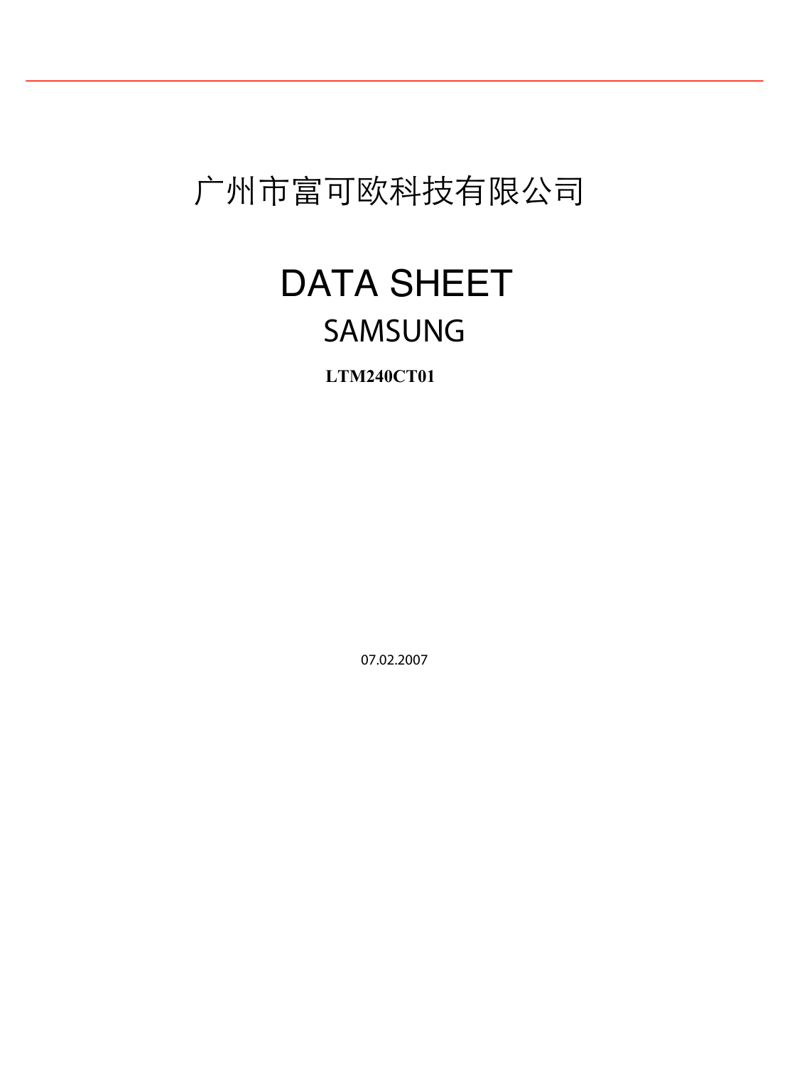# 广州市富可欧科技有限公司

# DATA SHEET

## SAMSUNG

**LTM240CT01**

07.02.2007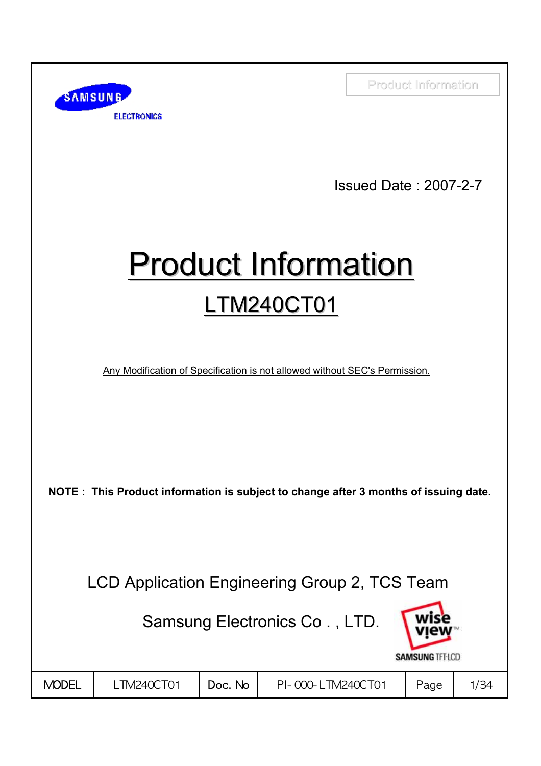Issued Date : 2007-2-7

# Product Information

## LTM240CT01

Any Modification of Specification is not allowed without SEC's Permission.

**NOTE : This Product information is subject to change after 3 months of issuing date.**

LCD Application Engineering Group 2, TCS Team

Samsung Electronics Co . , LTD.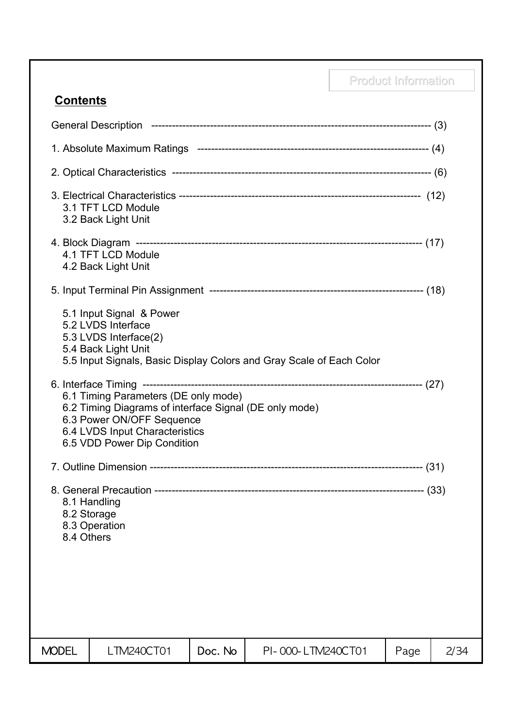## Contents

General Description ------------------------------------------------------------------------------ (3)

1. Absolute Maximum Ratings ------------------------------------------------------------------ (4)

2. Optical Characteristics ------------------------------------------------------------------------- (6)

3. Electrical Characteristics ------------------------------------------------------------------- (12)
   - 3.1 TFT LCD Module
   - 3.2 Back Light Unit

4. Block Diagram ------------------------------------------------------------------------------- (17)
   - 4.1 TFT LCD Module
   - 4.2 Back Light Unit

5. Input Terminal Pin Assignment ------------------------------------------------------------ (18)
   - 5.1 Input Signal & Power
   - 5.2 LVDS Interface
   - 5.3 LVDS Interface(2)
   - 5.4 Back Light Unit
   - 5.5 Input Signals, Basic Display Colors and Gray Scale of Each Color

6. Interface Timing ------------------------------------------------------------------------------ (27)
   - 6.1 Timing Parameters (DE only mode)
   - 6.2 Timing Diagrams of interface Signal (DE only mode)
   - 6.3 Power ON/OFF Sequence
   - 6.4 LVDS Input Characteristics
   - 6.5 VDD Power Dip Condition

7. Outline Dimension --------------------------------------------------------------------------- (31)

8. General Precaution -------------------------------------------------------------------------- (33)
   - 8.1 Handling
   - 8.2 Storage
   - 8.3 Operation
   - 8.4 Others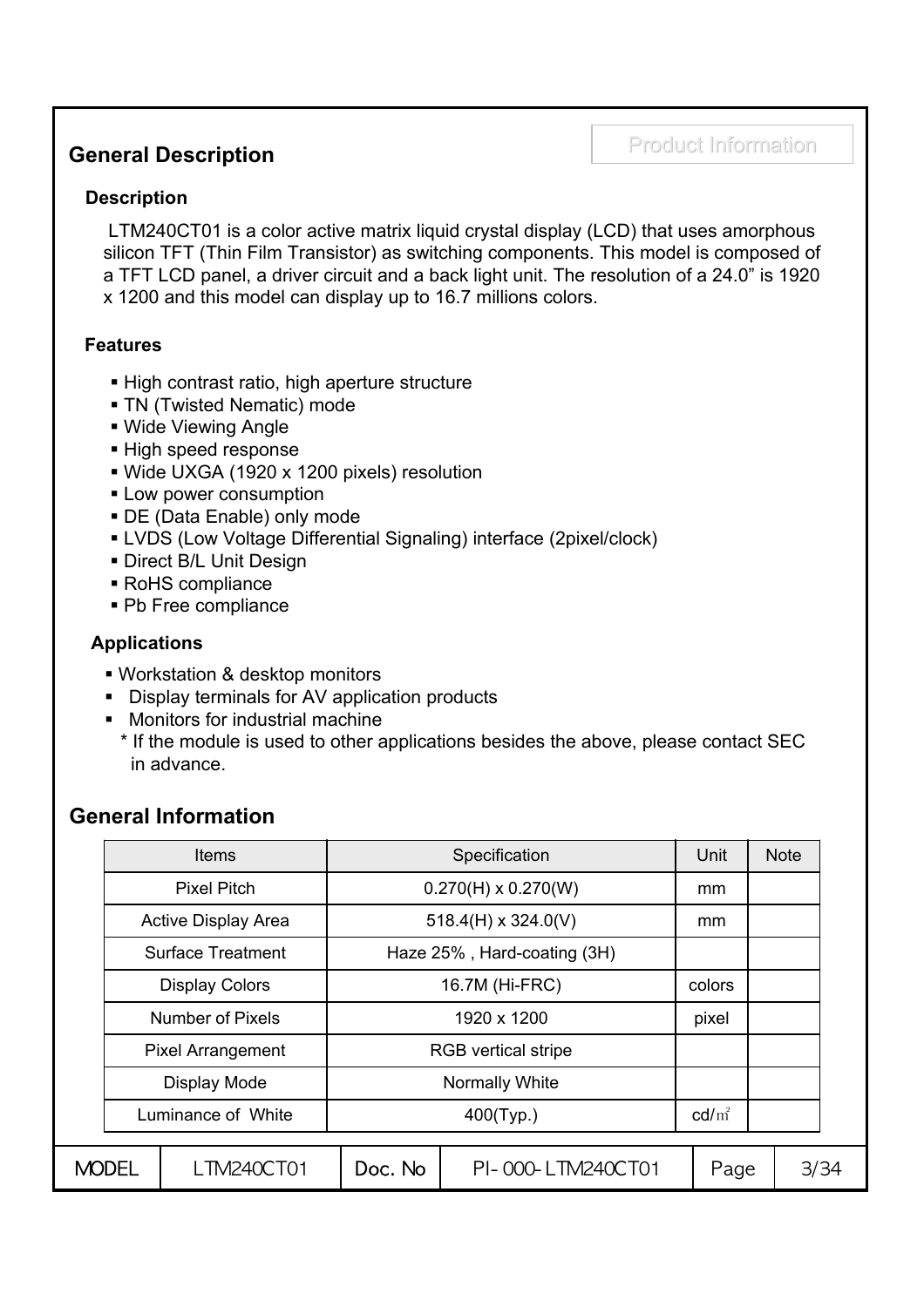## General Description

### Description

LTM240CT01 is a color active matrix liquid crystal display (LCD) that uses amorphous silicon TFT (Thin Film Transistor) as switching components. This model is composed of a TFT LCD panel, a driver circuit and a back light unit. The resolution of a 24.0" is 1920 x 1200 and this model can display up to 16.7 millions colors.

### Features

- High contrast ratio, high aperture structure
- TN (Twisted Nematic) mode
- Wide Viewing Angle
- High speed response
- Wide UXGA (1920 x 1200 pixels) resolution
- Low power consumption
- DE (Data Enable) only mode
- LVDS (Low Voltage Differential Signaling) interface (2pixel/clock)
- Direct B/L Unit Design
- RoHS compliance
- Pb Free compliance

### Applications

- Workstation & desktop monitors
- Display terminals for AV application products
- Monitors for industrial machine

\* If the module is used to other applications besides the above, please contact SEC in advance.

## General Information

| Items | Specification | Unit | Note |
|---|---|---|---|
| Pixel Pitch | 0.270(H) x 0.270(W) | mm | |
| Active Display Area | 518.4(H) x 324.0(V) | mm | |
| Surface Treatment | Haze 25% , Hard-coating (3H) | | |
| Display Colors | 16.7M (Hi-FRC) | colors | |
| Number of Pixels | 1920 x 1200 | pixel | |
| Pixel Arrangement | RGB vertical stripe | | |
| Display Mode | Normally White | | |
| Luminance of White | 400(Typ.) | cd/㎡ | |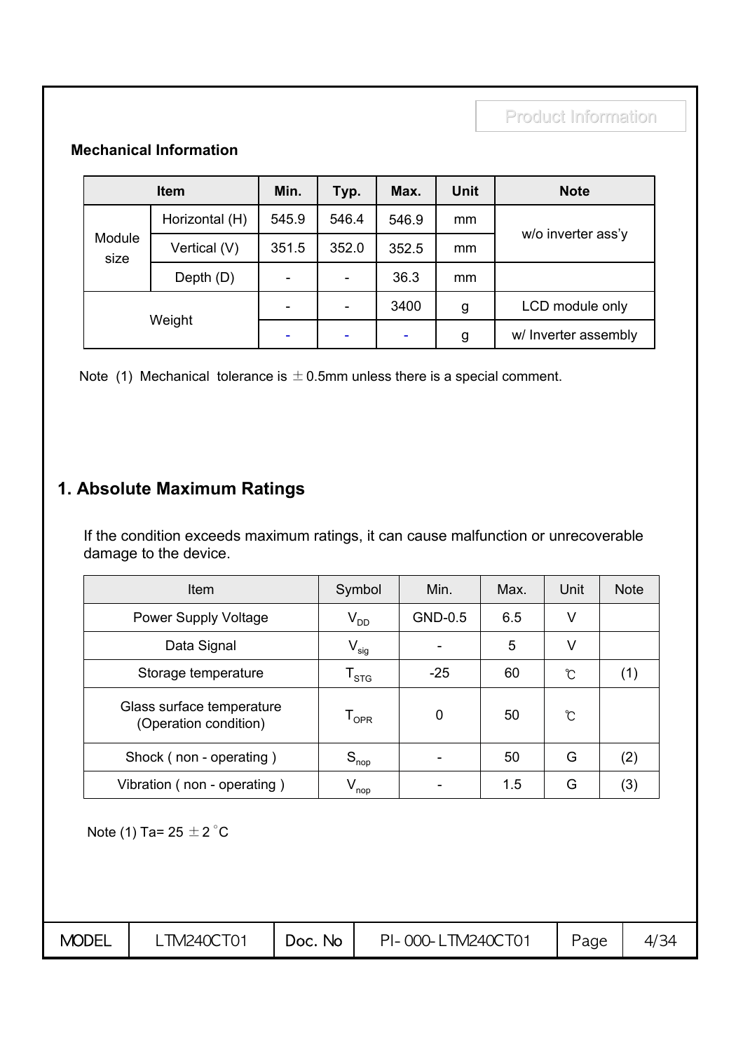Product Information

**Mechanical Information**

| Item | | Min. | Typ. | Max. | Unit | Note |
|---|---|---|---|---|---|---|
| Module size | Horizontal (H) | 545.9 | 546.4 | 546.9 | mm | w/o inverter ass'y |
| | Vertical (V) | 351.5 | 352.0 | 352.5 | mm | |
| | Depth (D) | - | - | 36.3 | mm | |
| Weight | | - | - | 3400 | g | LCD module only |
| | | - | - | - | g | w/ Inverter assembly |

Note (1) Mechanical tolerance is ±0.5mm unless there is a special comment.

## 1. Absolute Maximum Ratings

If the condition exceeds maximum ratings, it can cause malfunction or unrecoverable damage to the device.

| Item | Symbol | Min. | Max. | Unit | Note |
|---|---|---|---|---|---|
| Power Supply Voltage | $V_{DD}$ | GND-0.5 | 6.5 | V | |
| Data Signal | $V_{sig}$ | - | 5 | V | |
| Storage temperature | $T_{STG}$ | -25 | 60 | ℃ | (1) |
| Glass surface temperature (Operation condition) | $T_{OPR}$ | 0 | 50 | ℃ | |
| Shock ( non - operating ) | $S_{nop}$ | - | 50 | G | (2) |
| Vibration ( non - operating ) | $V_{nop}$ | - | 1.5 | G | (3) |

Note (1) Ta= 25 ±2 °C

| MODEL | LTM240CT01 | Doc. No | PI-000-LTM240CT01 |
|---|---|---|---|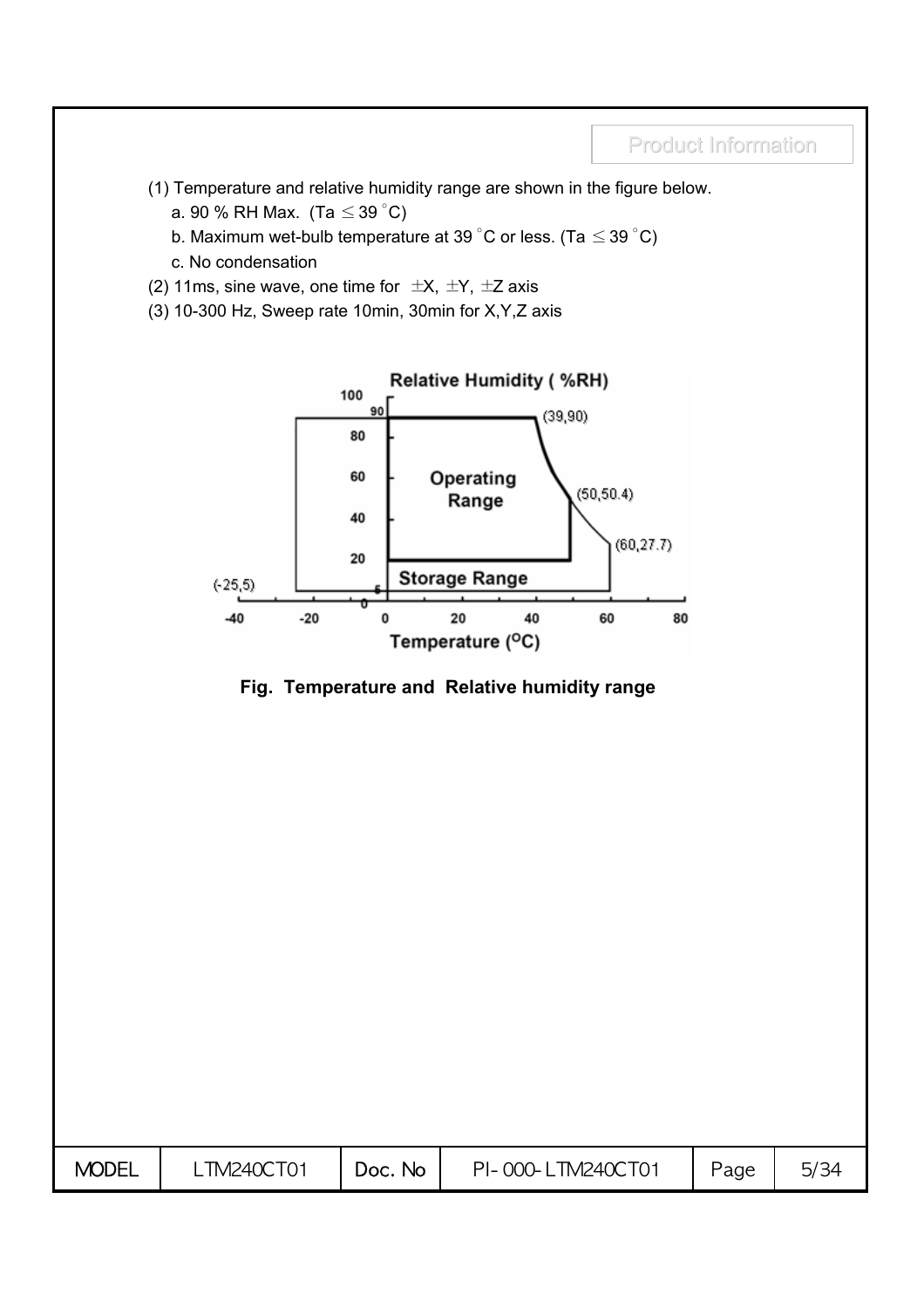(1) Temperature and relative humidity range are shown in the figure below.

a. 90 % RH Max. (Ta ≤ 39 °C)

b. Maximum wet-bulb temperature at 39 °C or less. (Ta ≤ 39 °C)

c. No condensation

(2) 11ms, sine wave, one time for ±X, ±Y, ±Z axis

(3) 10-300 Hz, Sweep rate 10min, 30min for X,Y,Z axis

**Fig. Temperature and Relative humidity range**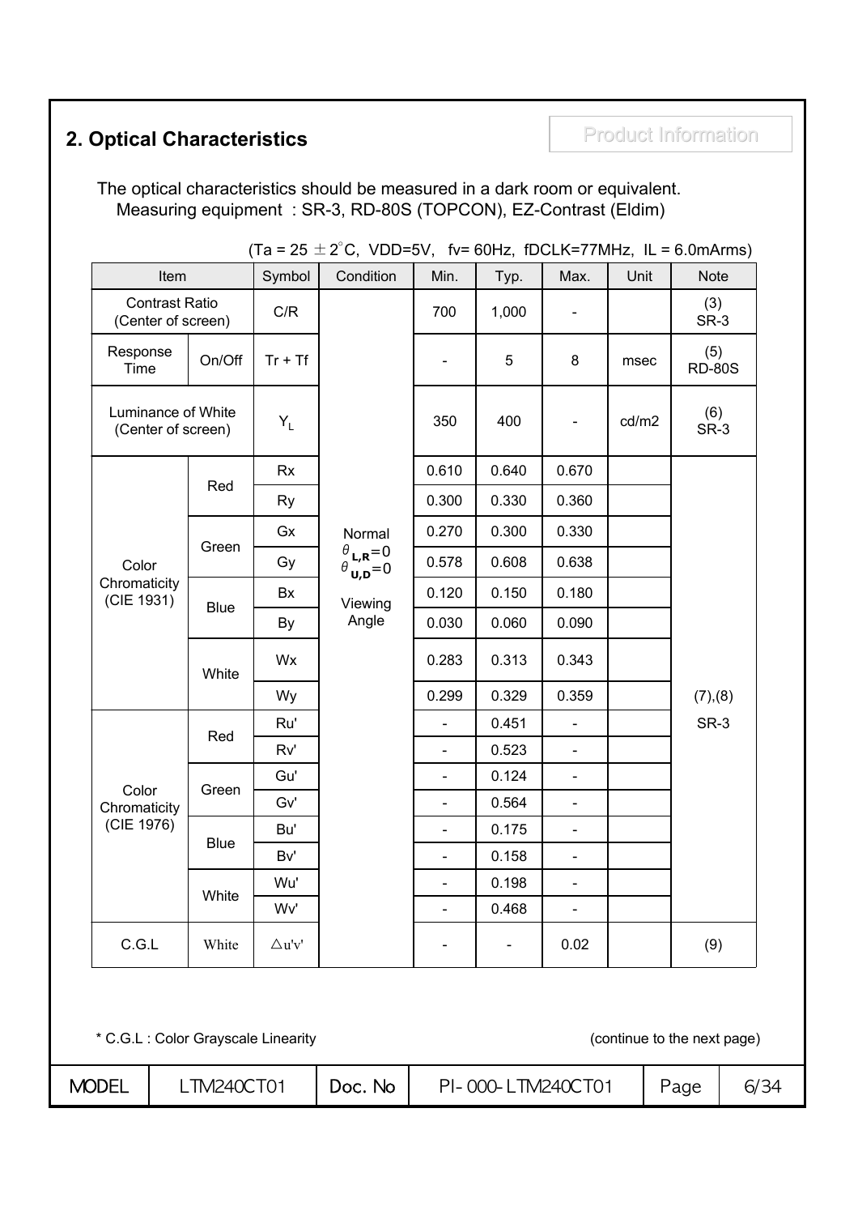## 2. Optical Characteristics

Product Information

The optical characteristics should be measured in a dark room or equivalent.
Measuring equipment : SR-3, RD-80S (TOPCON), EZ-Contrast (Eldim)

(Ta = 25 ± 2°C, VDD=5V, fv= 60Hz, fDCLK=77MHz, IL = 6.0mArms)

| Item | | Symbol | Condition | Min. | Typ. | Max. | Unit | Note |
|---|---|---|---|---|---|---|---|---|
| Contrast Ratio (Center of screen) | | C/R | Normal $\theta_{L,R}=0$ $\theta_{U,D}=0$ Viewing Angle | 700 | 1,000 | - | | (3) SR-3 |
| Response Time | On/Off | Tr + Tf | | - | 5 | 8 | msec | (5) RD-80S |
| Luminance of White (Center of screen) | | $Y_L$ | | 350 | 400 | - | cd/m2 | (6) SR-3 |
| Color Chromaticity (CIE 1931) | Red | Rx | | 0.610 | 0.640 | 0.670 | | (7),(8) SR-3 |
| | | Ry | | 0.300 | 0.330 | 0.360 | | |
| | Green | Gx | | 0.270 | 0.300 | 0.330 | | |
| | | Gy | | 0.578 | 0.608 | 0.638 | | |
| | Blue | Bx | | 0.120 | 0.150 | 0.180 | | |
| | | By | | 0.030 | 0.060 | 0.090 | | |
| | White | Wx | | 0.283 | 0.313 | 0.343 | | |
| | | Wy | | 0.299 | 0.329 | 0.359 | | |
| Color Chromaticity (CIE 1976) | Red | Ru' | | - | 0.451 | - | | |
| | | Rv' | | - | 0.523 | - | | |
| | Green | Gu' | | - | 0.124 | - | | |
| | | Gv' | | - | 0.564 | - | | |
| | Blue | Bu' | | - | 0.175 | - | | |
| | | Bv' | | - | 0.158 | - | | |
| | White | Wu' | | - | 0.198 | - | | |
| | | Wv' | | - | 0.468 | - | | |
| C.G.L | White | △u'v' | | - | - | 0.02 | | (9) |

* C.G.L : Color Grayscale Linearity

(continue to the next page)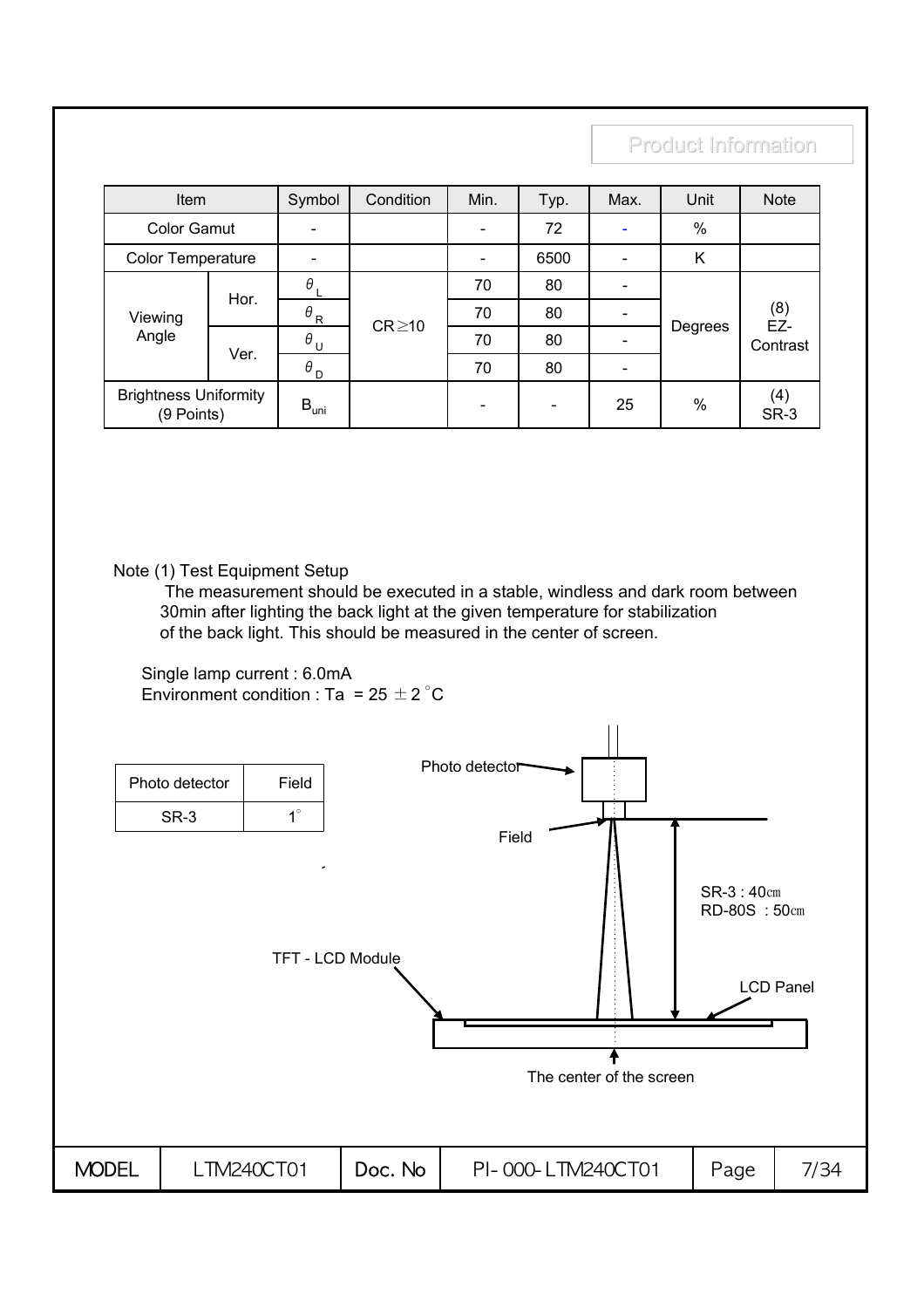| Item | | Symbol | Condition | Min. | Typ. | Max. | Unit | Note |
|---|---|---|---|---|---|---|---|---|
| Color Gamut | | - | | - | 72 | - | % | |
| Color Temperature | | - | | - | 6500 | - | K | |
| Viewing Angle | Hor. | $\theta_L$ | CR≥10 | 70 | 80 | - | Degrees | (8) EZ-Contrast |
| | | $\theta_R$ | | 70 | 80 | - | | |
| | Ver. | $\theta_U$ | | 70 | 80 | - | | |
| | | $\theta_D$ | | 70 | 80 | - | | |
| Brightness Uniformity (9 Points) | | $B_{uni}$ | | - | - | 25 | % | (4) SR-3 |

Note (1) Test Equipment Setup

The measurement should be executed in a stable, windless and dark room between 30min after lighting the back light at the given temperature for stabilization of the back light. This should be measured in the center of screen.

Single lamp current : 6.0mA

Environment condition : Ta = 25 ± 2 °C

| Photo detector | Field |
|---|---|
| SR-3 | 1° |

Photo detector

Field

SR-3 : 40㎝

RD-80S : 50㎝

TFT - LCD Module

LCD Panel

The center of the screen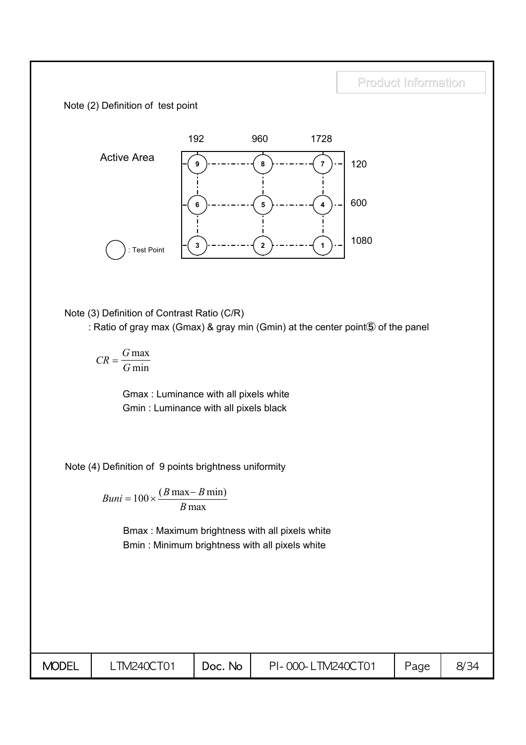Note (2) Definition of test point

| | 192 | 960 | 1728 |
|---|---|---|---|
| 120 | 9 | 8 | 7 |
| 600 | 6 | 5 | 4 |
| 1080 | 3 | 2 | 1 |

Active Area

○ : Test Point

Note (3) Definition of Contrast Ratio (C/R)

: Ratio of gray max (Gmax) & gray min (Gmin) at the center point⑤ of the panel

$$CR = \frac{G\max}{G\min}$$

Gmax : Luminance with all pixels white

Gmin : Luminance with all pixels black

Note (4) Definition of 9 points brightness uniformity

$$Buni = 100 \times \frac{(B\max - B\min)}{B\max}$$

Bmax : Maximum brightness with all pixels white

Bmin : Minimum brightness with all pixels white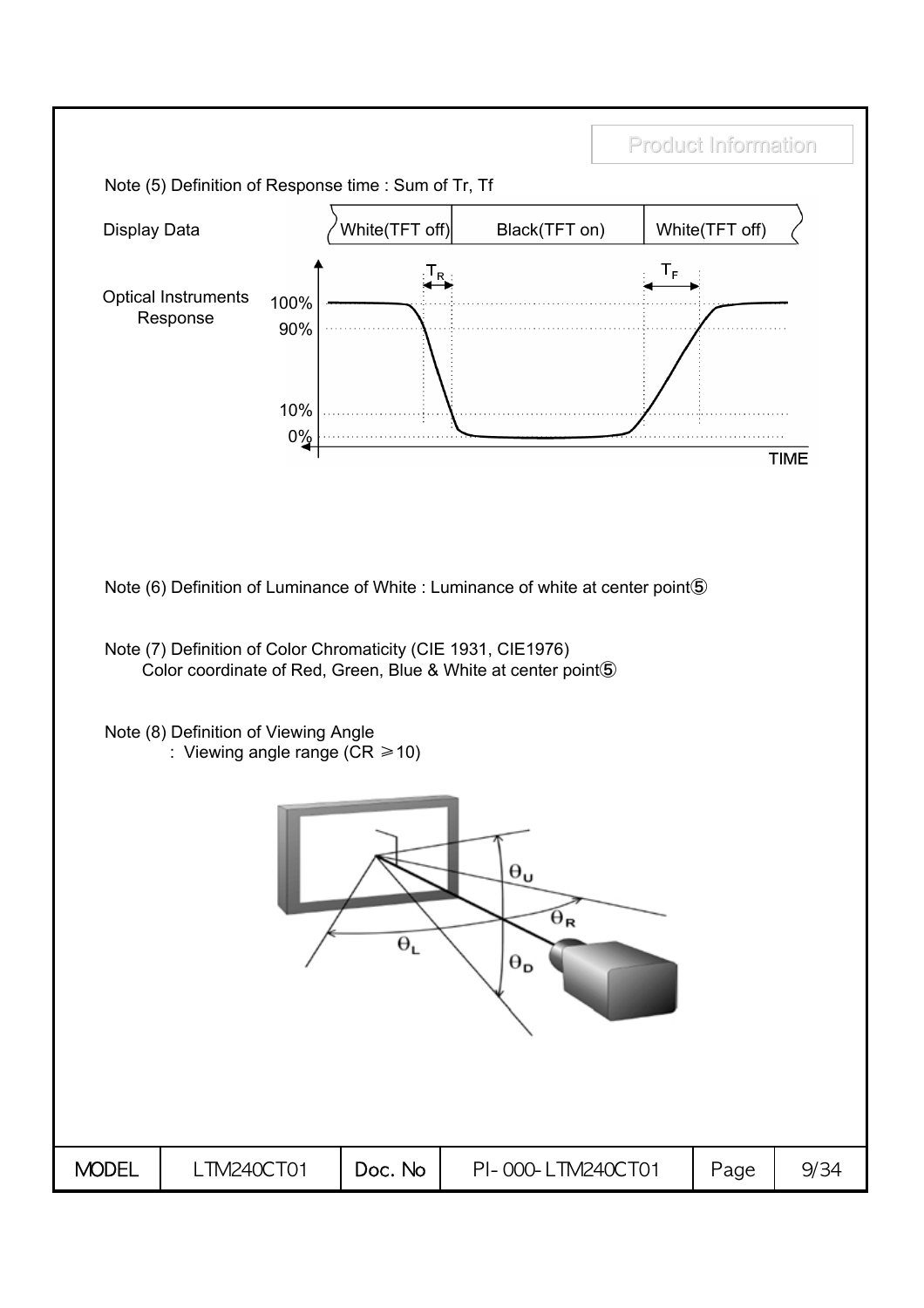Note (5) Definition of Response time : Sum of Tr, Tf

Note (6) Definition of Luminance of White : Luminance of white at center point⑤

Note (7) Definition of Color Chromaticity (CIE 1931, CIE1976)
Color coordinate of Red, Green, Blue & White at center point⑤

Note (8) Definition of Viewing Angle
: Viewing angle range (CR ≥10)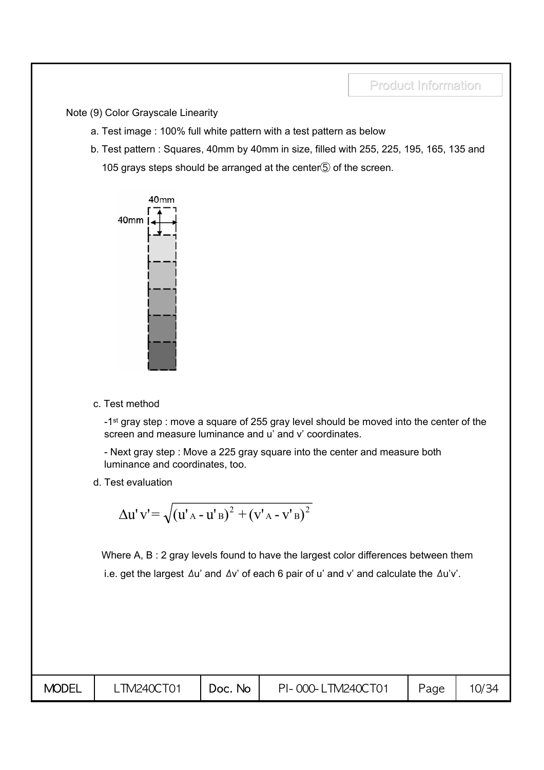Note (9) Color Grayscale Linearity

a. Test image : 100% full white pattern with a test pattern as below

b. Test pattern : Squares, 40mm by 40mm in size, filled with 255, 225, 195, 165, 135 and 105 grays steps should be arranged at the center⑤ of the screen.

c. Test method

-1st gray step : move a square of 255 gray level should be moved into the center of the screen and measure luminance and u' and v' coordinates.

- Next gray step : Move a 225 gray square into the center and measure both luminance and coordinates, too.

d. Test evaluation

$$\Delta u'v' = \sqrt{(u'_A - u'_B)^2 + (v'_A - v'_B)^2}$$

Where A, B : 2 gray levels found to have the largest color differences between them

i.e. get the largest Δu' and Δv' of each 6 pair of u' and v' and calculate the Δu'v'.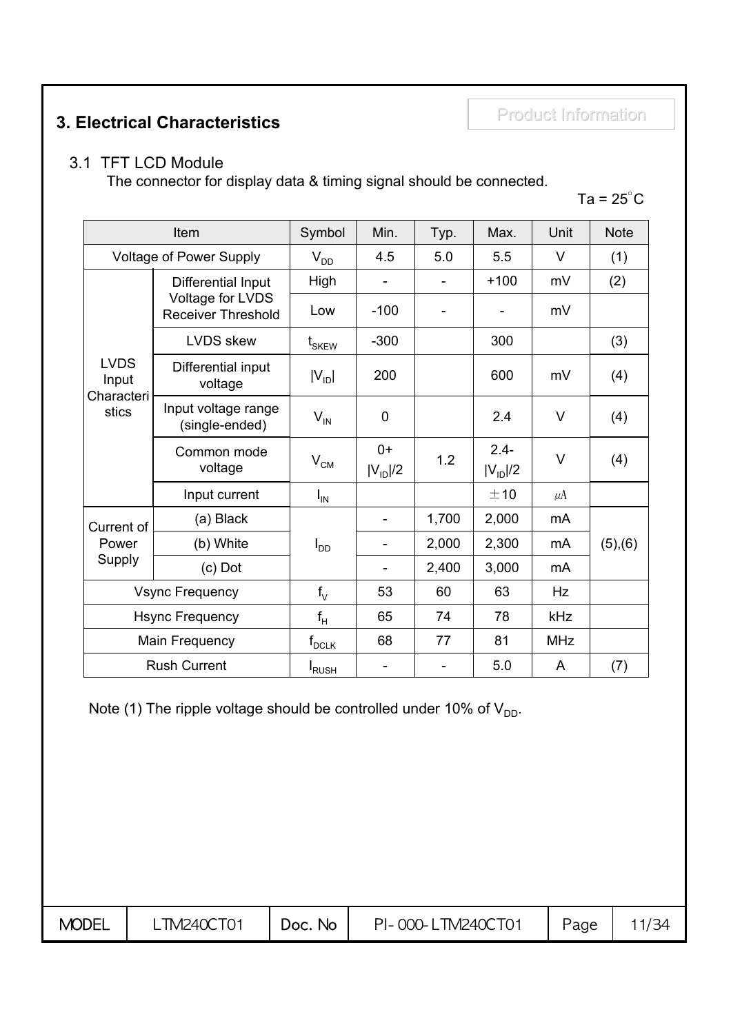## 3. Electrical Characteristics

Product Information

### 3.1 TFT LCD Module

The connector for display data & timing signal should be connected.

Ta = 25°C

| Item | | Symbol | Min. | Typ. | Max. | Unit | Note |
|---|---|---|---|---|---|---|---|
| Voltage of Power Supply | | $V_{DD}$ | 4.5 | 5.0 | 5.5 | V | (1) |
| LVDS Input Characteristics | Differential Input Voltage for LVDS Receiver Threshold | High | - | - | +100 | mV | (2) |
| | | Low | -100 | - | - | mV | |
| | LVDS skew | $t_{SKEW}$ | -300 | | 300 | | (3) |
| | Differential input voltage | $\|V_{ID}\|$ | 200 | | 600 | mV | (4) |
| | Input voltage range (single-ended) | $V_{IN}$ | 0 | | 2.4 | V | (4) |
| | Common mode voltage | $V_{CM}$ | $0+\|V_{ID}\|/2$ | 1.2 | $2.4-\|V_{ID}\|/2$ | V | (4) |
| | Input current | $I_{IN}$ | | | ±10 | μA | |
| Current of Power Supply | (a) Black | $I_{DD}$ | - | 1,700 | 2,000 | mA | (5),(6) |
| | (b) White | | - | 2,000 | 2,300 | mA | |
| | (c) Dot | | - | 2,400 | 3,000 | mA | |
| Vsync Frequency | | $f_V$ | 53 | 60 | 63 | Hz | |
| Hsync Frequency | | $f_H$ | 65 | 74 | 78 | kHz | |
| Main Frequency | | $f_{DCLK}$ | 68 | 77 | 81 | MHz | |
| Rush Current | | $I_{RUSH}$ | - | - | 5.0 | A | (7) |

Note (1) The ripple voltage should be controlled under 10% of $V_{DD}$.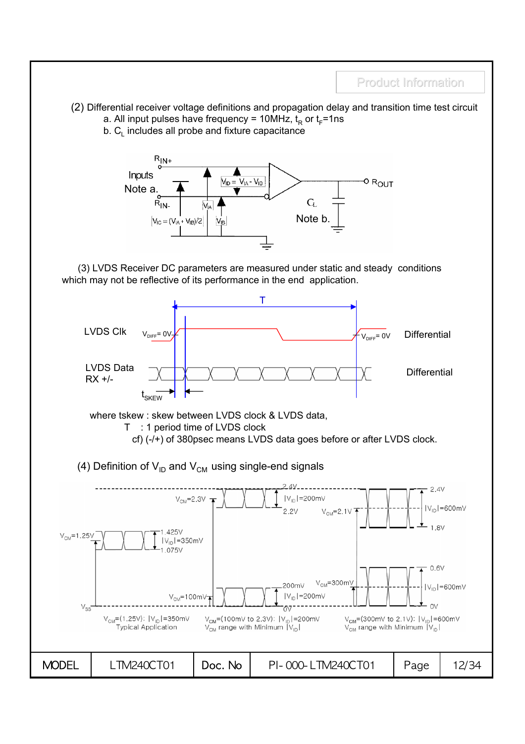(2) Differential receiver voltage definitions and propagation delay and transition time test circuit

a. All input pulses have frequency = 10MHz, $t_R$ or $t_F$=1ns

b. $C_L$ includes all probe and fixture capacitance

(3) LVDS Receiver DC parameters are measured under static and steady conditions which may not be reflective of its performance in the end application.

where tskew : skew between LVDS clock & LVDS data,

T : 1 period time of LVDS clock

cf) (-/+) of 380psec means LVDS data goes before or after LVDS clock.

(4) Definition of $V_{ID}$ and $V_{CM}$ using single-end signals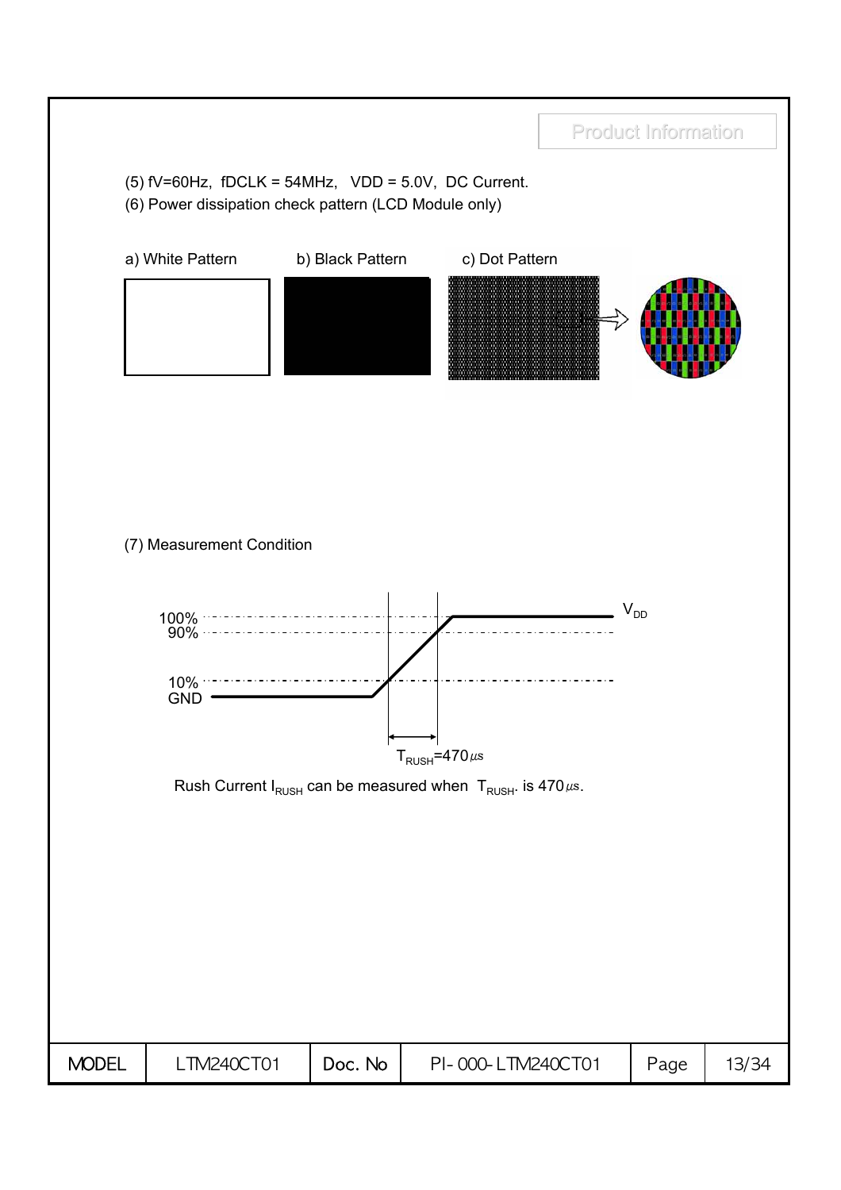(5) fV=60Hz, fDCLK = 54MHz, VDD = 5.0V, DC Current.

(6) Power dissipation check pattern (LCD Module only)

a) White Pattern    b) Black Pattern    c) Dot Pattern

(7) Measurement Condition

100%
90%
10%
GND

$V_{DD}$

$T_{RUSH}$=470㎲

Rush Current $I_{RUSH}$ can be measured when $T_{RUSH}$. is 470㎲.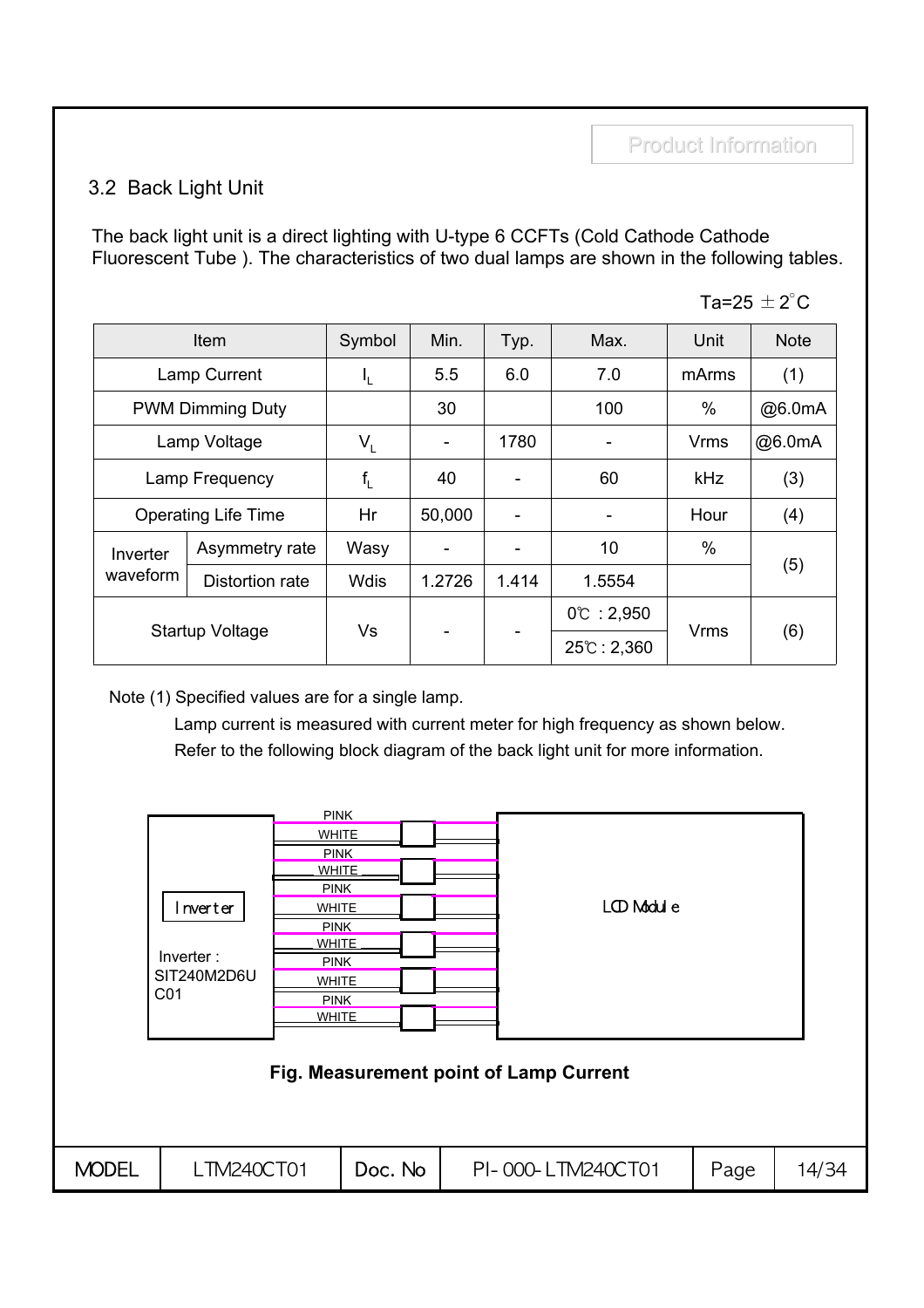## 3.2 Back Light Unit

The back light unit is a direct lighting with U-type 6 CCFTs (Cold Cathode Cathode Fluorescent Tube ). The characteristics of two dual lamps are shown in the following tables.

Ta=25 ±2°C

| Item | | Symbol | Min. | Typ. | Max. | Unit | Note |
|---|---|---|---|---|---|---|---|
| Lamp Current | | $I_L$ | 5.5 | 6.0 | 7.0 | mArms | (1) |
| PWM Dimming Duty | | | 30 | | 100 | % | @6.0mA |
| Lamp Voltage | | $V_L$ | - | 1780 | - | Vrms | @6.0mA |
| Lamp Frequency | | $f_L$ | 40 | - | 60 | kHz | (3) |
| Operating Life Time | | Hr | 50,000 | - | - | Hour | (4) |
| Inverter waveform | Asymmetry rate | Wasy | - | - | 10 | % | (5) |
| | Distortion rate | Wdis | 1.2726 | 1.414 | 1.5554 | | |
| Startup Voltage | | Vs | - | - | 0℃ : 2,950 | Vrms | (6) |
| | | | | | 25℃ : 2,360 | | |

Note (1) Specified values are for a single lamp.

Lamp current is measured with current meter for high frequency as shown below.

Refer to the following block diagram of the back light unit for more information.

Inverter

Inverter : SIT240M2D6U C01

PINK / WHITE (×6)

LCD Module

**Fig. Measurement point of Lamp Current**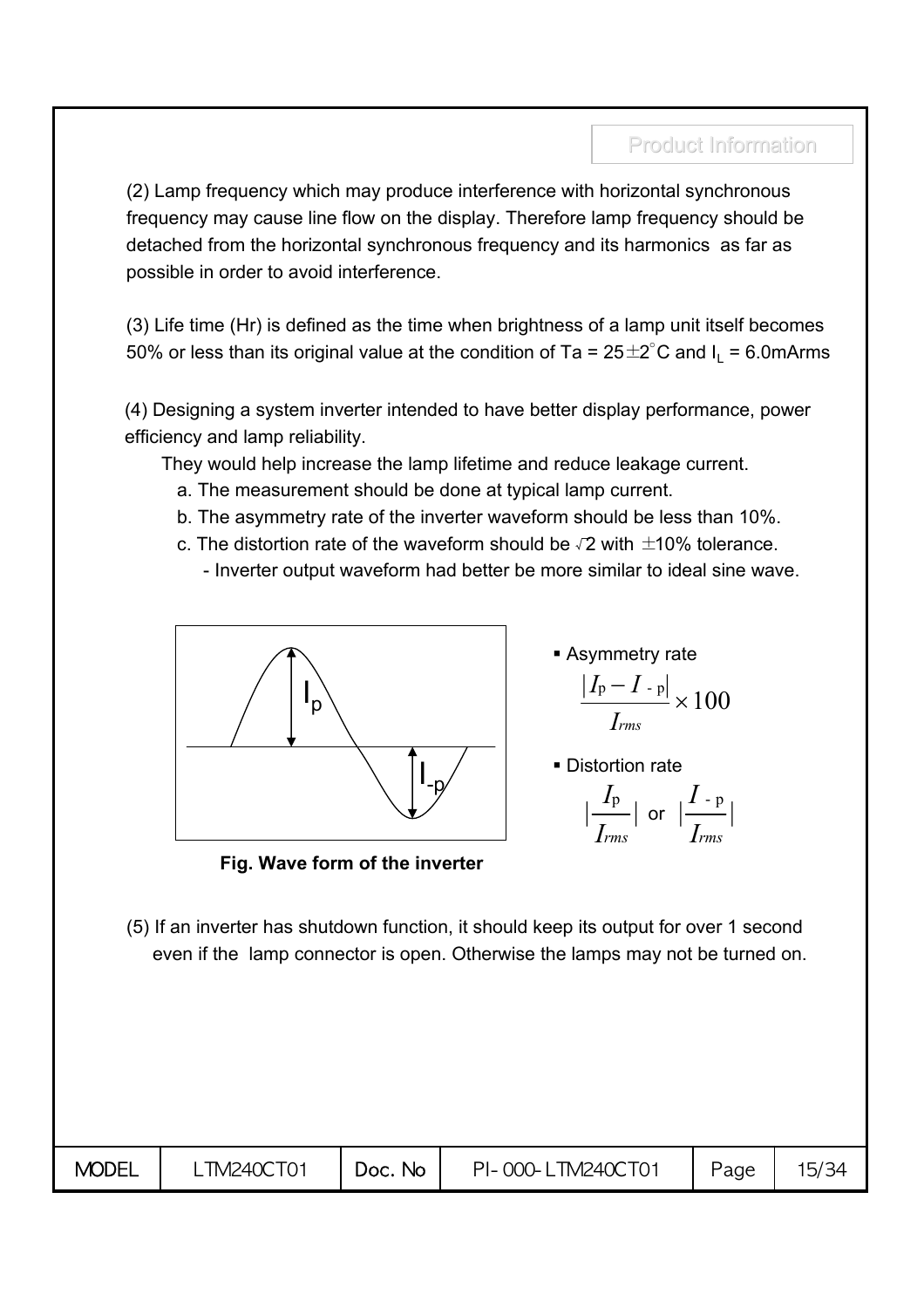(2) Lamp frequency which may produce interference with horizontal synchronous frequency may cause line flow on the display. Therefore lamp frequency should be detached from the horizontal synchronous frequency and its harmonics as far as possible in order to avoid interference.

(3) Life time (Hr) is defined as the time when brightness of a lamp unit itself becomes 50% or less than its original value at the condition of Ta = 25±2°C and $I_L$ = 6.0mArms

(4) Designing a system inverter intended to have better display performance, power efficiency and lamp reliability.

They would help increase the lamp lifetime and reduce leakage current.

a. The measurement should be done at typical lamp current.

b. The asymmetry rate of the inverter waveform should be less than 10%.

c. The distortion rate of the waveform should be √2 with ±10% tolerance.

- Inverter output waveform had better be more similar to ideal sine wave.

**Fig. Wave form of the inverter**

- Asymmetry rate

$$\frac{|I_p - I_{-p}|}{I_{rms}} \times 100$$

- Distortion rate

$$\left|\frac{I_p}{I_{rms}}\right| \text{ or } \left|\frac{I_{-p}}{I_{rms}}\right|$$

(5) If an inverter has shutdown function, it should keep its output for over 1 second even if the lamp connector is open. Otherwise the lamps may not be turned on.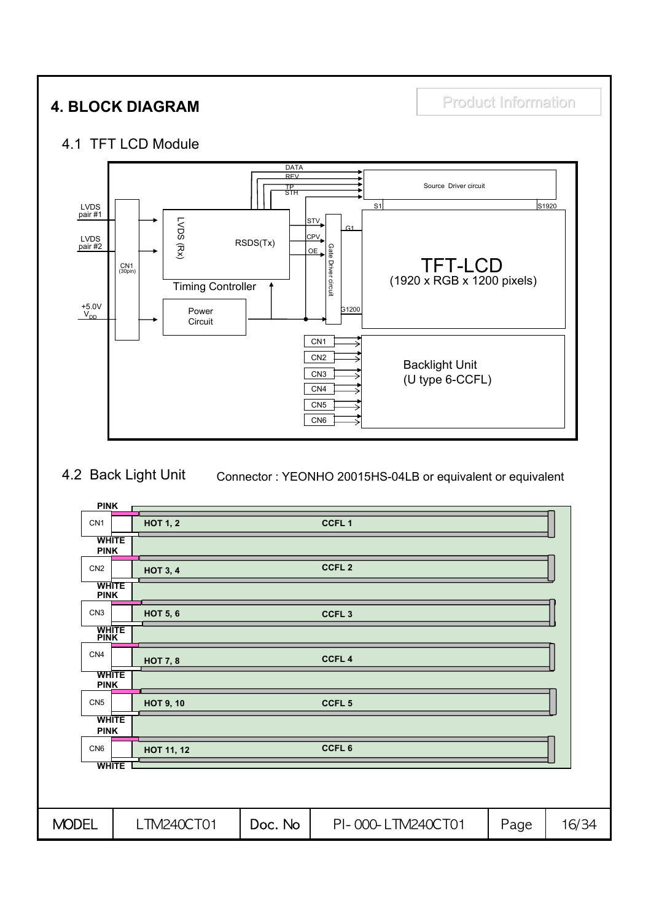# 4. BLOCK DIAGRAM

Product Information

## 4.1 TFT LCD Module

LVDS pair #1

LVDS pair #2

CN1 (30pin)

+5.0V $V_{DD}$

LVDS (Rx)

RSDS(Tx)

Timing Controller

Power Circuit

DATA

REV

TP

STH

STV

CPV

OE

Gate Driver circuit

Source Driver circuit

S1

S1920

G1

G1200

TFT-LCD
(1920 x RGB x 1200 pixels)

CN1

CN2

CN3

CN4

CN5

CN6

Backlight Unit
(U type 6-CCFL)

## 4.2 Back Light Unit

Connector : YEONHO 20015HS-04LB or equivalent or equivalent

| Connector | Wire | Hot | Lamp |
|---|---|---|---|
| CN1 | PINK / WHITE | HOT 1, 2 | CCFL 1 |
| CN2 | PINK / WHITE | HOT 3, 4 | CCFL 2 |
| CN3 | PINK / WHITE | HOT 5, 6 | CCFL 3 |
| CN4 | PINK / WHITE | HOT 7, 8 | CCFL 4 |
| CN5 | PINK / WHITE | HOT 9, 10 | CCFL 5 |
| CN6 | PINK / WHITE | HOT 11, 12 | CCFL 6 |

| MODEL | LTM240CT01 | Doc. No | PI-000-LTM240CT01 | Page | 16/34 |
|---|---|---|---|---|---|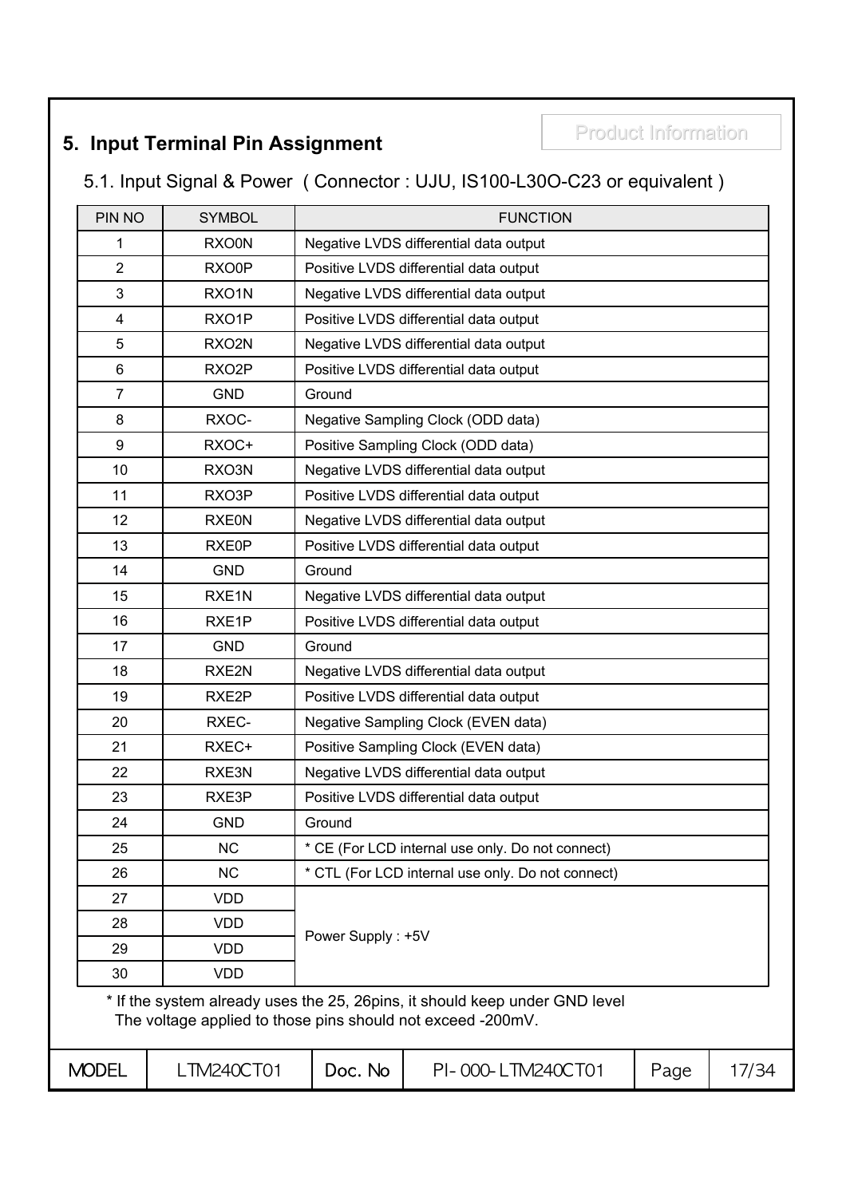## 5. Input Terminal Pin Assignment

### 5.1. Input Signal & Power ( Connector : UJU, IS100-L30O-C23 or equivalent )

| PIN NO | SYMBOL | FUNCTION |
|---|---|---|
| 1 | RXO0N | Negative LVDS differential data output |
| 2 | RXO0P | Positive LVDS differential data output |
| 3 | RXO1N | Negative LVDS differential data output |
| 4 | RXO1P | Positive LVDS differential data output |
| 5 | RXO2N | Negative LVDS differential data output |
| 6 | RXO2P | Positive LVDS differential data output |
| 7 | GND | Ground |
| 8 | RXOC- | Negative Sampling Clock (ODD data) |
| 9 | RXOC+ | Positive Sampling Clock (ODD data) |
| 10 | RXO3N | Negative LVDS differential data output |
| 11 | RXO3P | Positive LVDS differential data output |
| 12 | RXE0N | Negative LVDS differential data output |
| 13 | RXE0P | Positive LVDS differential data output |
| 14 | GND | Ground |
| 15 | RXE1N | Negative LVDS differential data output |
| 16 | RXE1P | Positive LVDS differential data output |
| 17 | GND | Ground |
| 18 | RXE2N | Negative LVDS differential data output |
| 19 | RXE2P | Positive LVDS differential data output |
| 20 | RXEC- | Negative Sampling Clock (EVEN data) |
| 21 | RXEC+ | Positive Sampling Clock (EVEN data) |
| 22 | RXE3N | Negative LVDS differential data output |
| 23 | RXE3P | Positive LVDS differential data output |
| 24 | GND | Ground |
| 25 | NC | * CE (For LCD internal use only. Do not connect) |
| 26 | NC | * CTL (For LCD internal use only. Do not connect) |
| 27 | VDD | Power Supply : +5V |
| 28 | VDD | |
| 29 | VDD | |
| 30 | VDD | |

\* If the system already uses the 25, 26pins, it should keep under GND level
The voltage applied to those pins should not exceed -200mV.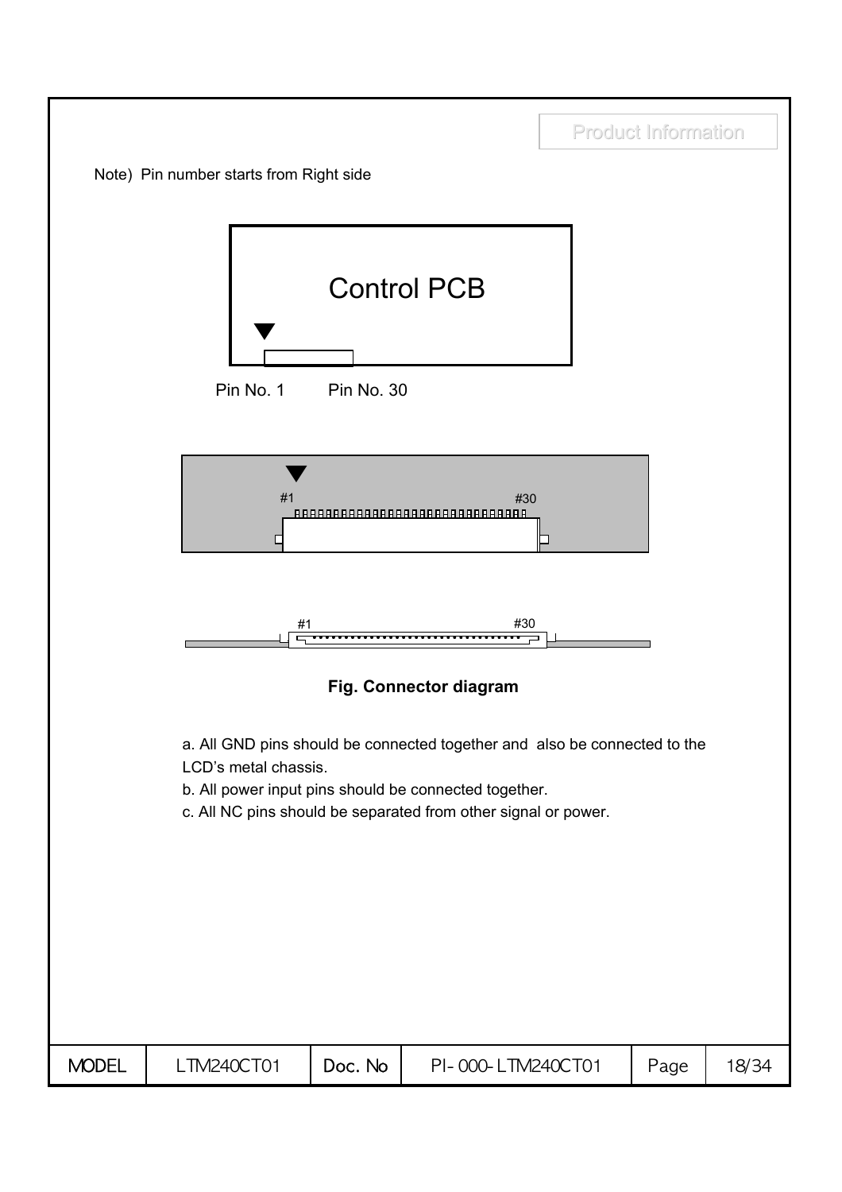Note) Pin number starts from Right side

Control PCB

Pin No. 1 Pin No. 30

#1 #30

#1 #30

**Fig. Connector diagram**

a. All GND pins should be connected together and also be connected to the LCD's metal chassis.

b. All power input pins should be connected together.

c. All NC pins should be separated from other signal or power.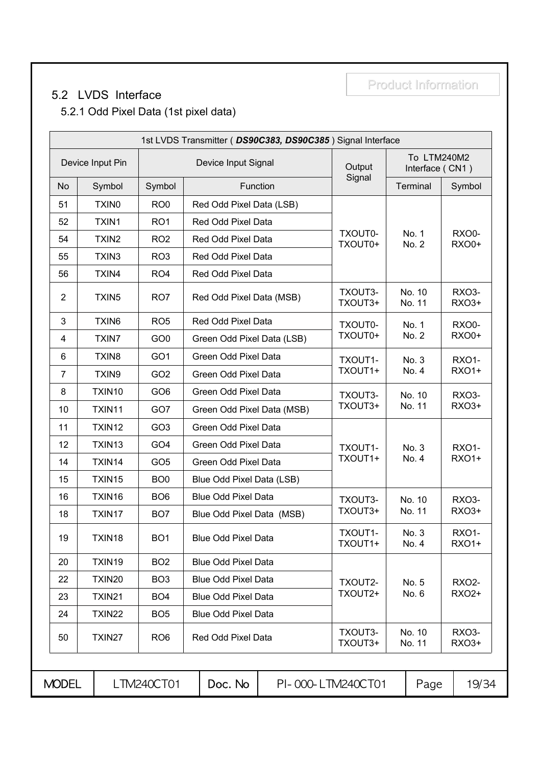## 5.2 LVDS Interface

### 5.2.1 Odd Pixel Data (1st pixel data)

| 1st LVDS Transmitter ( ***DS90C383, DS90C385*** ) Signal Interface | | | | | | |
|---|---|---|---|---|---|---|
| Device Input Pin | | Device Input Signal | | Output Signal | To LTM240M2 Interface ( CN1 ) | |
| No | Symbol | Symbol | Function | | Terminal | Symbol |
| 51 | TXIN0 | RO0 | Red Odd Pixel Data (LSB) | TXOUT0- TXOUT0+ | No. 1 No. 2 | RXO0- RXO0+ |
| 52 | TXIN1 | RO1 | Red Odd Pixel Data | | | |
| 54 | TXIN2 | RO2 | Red Odd Pixel Data | | | |
| 55 | TXIN3 | RO3 | Red Odd Pixel Data | | | |
| 56 | TXIN4 | RO4 | Red Odd Pixel Data | | | |
| 2 | TXIN5 | RO7 | Red Odd Pixel Data (MSB) | TXOUT3- TXOUT3+ | No. 10 No. 11 | RXO3- RXO3+ |
| 3 | TXIN6 | RO5 | Red Odd Pixel Data | TXOUT0- TXOUT0+ | No. 1 No. 2 | RXO0- RXO0+ |
| 4 | TXIN7 | GO0 | Green Odd Pixel Data (LSB) | | | |
| 6 | TXIN8 | GO1 | Green Odd Pixel Data | TXOUT1- TXOUT1+ | No. 3 No. 4 | RXO1- RXO1+ |
| 7 | TXIN9 | GO2 | Green Odd Pixel Data | | | |
| 8 | TXIN10 | GO6 | Green Odd Pixel Data | TXOUT3- TXOUT3+ | No. 10 No. 11 | RXO3- RXO3+ |
| 10 | TXIN11 | GO7 | Green Odd Pixel Data (MSB) | | | |
| 11 | TXIN12 | GO3 | Green Odd Pixel Data | TXOUT1- TXOUT1+ | No. 3 No. 4 | RXO1- RXO1+ |
| 12 | TXIN13 | GO4 | Green Odd Pixel Data | | | |
| 14 | TXIN14 | GO5 | Green Odd Pixel Data | | | |
| 15 | TXIN15 | BO0 | Blue Odd Pixel Data (LSB) | | | |
| 16 | TXIN16 | BO6 | Blue Odd Pixel Data | TXOUT3- TXOUT3+ | No. 10 No. 11 | RXO3- RXO3+ |
| 18 | TXIN17 | BO7 | Blue Odd Pixel Data (MSB) | | | |
| 19 | TXIN18 | BO1 | Blue Odd Pixel Data | TXOUT1- TXOUT1+ | No. 3 No. 4 | RXO1- RXO1+ |
| 20 | TXIN19 | BO2 | Blue Odd Pixel Data | TXOUT2- TXOUT2+ | No. 5 No. 6 | RXO2- RXO2+ |
| 22 | TXIN20 | BO3 | Blue Odd Pixel Data | | | |
| 23 | TXIN21 | BO4 | Blue Odd Pixel Data | | | |
| 24 | TXIN22 | BO5 | Blue Odd Pixel Data | | | |
| 50 | TXIN27 | RO6 | Red Odd Pixel Data | TXOUT3- TXOUT3+ | No. 10 No. 11 | RXO3- RXO3+ |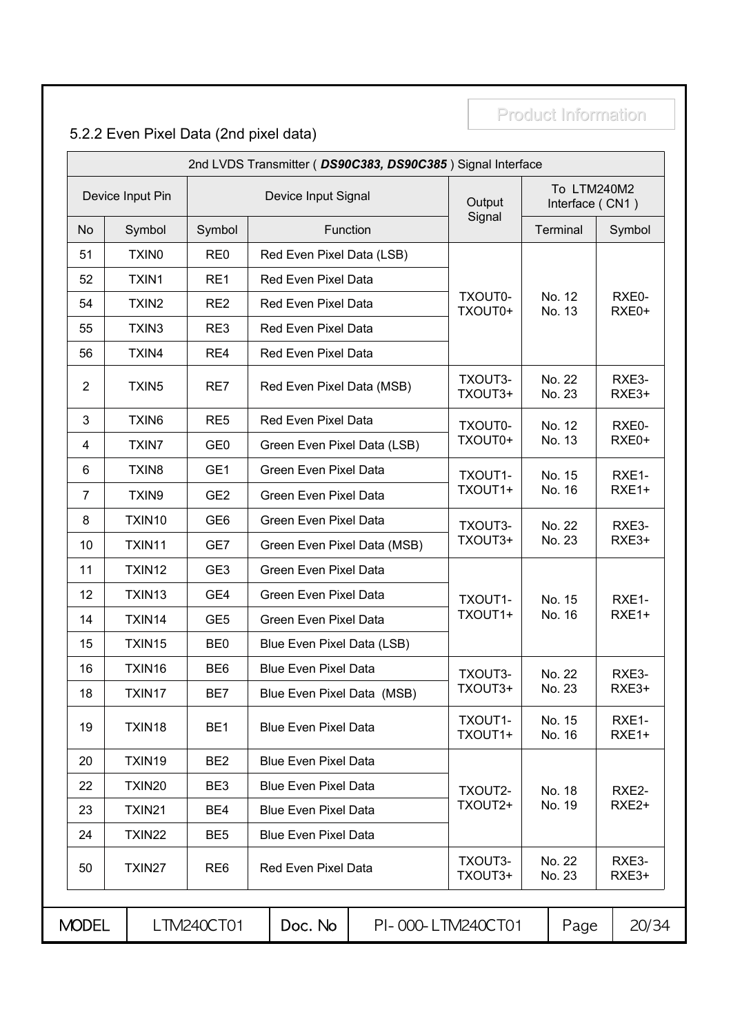## 5.2.2 Even Pixel Data (2nd pixel data)

| 2nd LVDS Transmitter ( ***DS90C383, DS90C385*** ) Signal Interface | | | | | | |
|---|---|---|---|---|---|---|
| Device Input Pin | | Device Input Signal | | Output Signal | To LTM240M2 Interface ( CN1 ) | |
| No | Symbol | Symbol | Function | | Terminal | Symbol |
| 51 | TXIN0 | RE0 | Red Even Pixel Data (LSB) | TXOUT0- TXOUT0+ | No. 12 No. 13 | RXE0- RXE0+ |
| 52 | TXIN1 | RE1 | Red Even Pixel Data | | | |
| 54 | TXIN2 | RE2 | Red Even Pixel Data | | | |
| 55 | TXIN3 | RE3 | Red Even Pixel Data | | | |
| 56 | TXIN4 | RE4 | Red Even Pixel Data | | | |
| 2 | TXIN5 | RE7 | Red Even Pixel Data (MSB) | TXOUT3- TXOUT3+ | No. 22 No. 23 | RXE3- RXE3+ |
| 3 | TXIN6 | RE5 | Red Even Pixel Data | TXOUT0- TXOUT0+ | No. 12 No. 13 | RXE0- RXE0+ |
| 4 | TXIN7 | GE0 | Green Even Pixel Data (LSB) | | | |
| 6 | TXIN8 | GE1 | Green Even Pixel Data | TXOUT1- TXOUT1+ | No. 15 No. 16 | RXE1- RXE1+ |
| 7 | TXIN9 | GE2 | Green Even Pixel Data | | | |
| 8 | TXIN10 | GE6 | Green Even Pixel Data | TXOUT3- TXOUT3+ | No. 22 No. 23 | RXE3- RXE3+ |
| 10 | TXIN11 | GE7 | Green Even Pixel Data (MSB) | | | |
| 11 | TXIN12 | GE3 | Green Even Pixel Data | TXOUT1- TXOUT1+ | No. 15 No. 16 | RXE1- RXE1+ |
| 12 | TXIN13 | GE4 | Green Even Pixel Data | | | |
| 14 | TXIN14 | GE5 | Green Even Pixel Data | | | |
| 15 | TXIN15 | BE0 | Blue Even Pixel Data (LSB) | | | |
| 16 | TXIN16 | BE6 | Blue Even Pixel Data | TXOUT3- TXOUT3+ | No. 22 No. 23 | RXE3- RXE3+ |
| 18 | TXIN17 | BE7 | Blue Even Pixel Data (MSB) | | | |
| 19 | TXIN18 | BE1 | Blue Even Pixel Data | TXOUT1- TXOUT1+ | No. 15 No. 16 | RXE1- RXE1+ |
| 20 | TXIN19 | BE2 | Blue Even Pixel Data | TXOUT2- TXOUT2+ | No. 18 No. 19 | RXE2- RXE2+ |
| 22 | TXIN20 | BE3 | Blue Even Pixel Data | | | |
| 23 | TXIN21 | BE4 | Blue Even Pixel Data | | | |
| 24 | TXIN22 | BE5 | Blue Even Pixel Data | | | |
| 50 | TXIN27 | RE6 | Red Even Pixel Data | TXOUT3- TXOUT3+ | No. 22 No. 23 | RXE3- RXE3+ |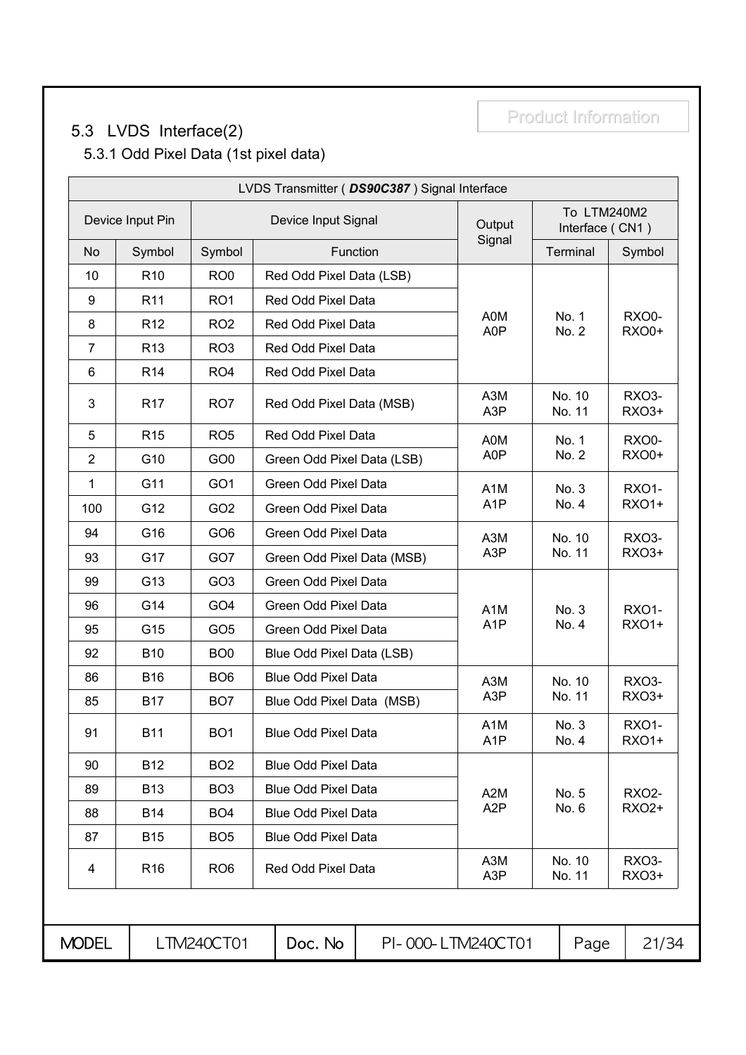## 5.3 LVDS Interface(2)

### 5.3.1 Odd Pixel Data (1st pixel data)

| LVDS Transmitter ( ***DS90C387*** ) Signal Interface | | | | | | |
|---|---|---|---|---|---|---|
| Device Input Pin | | Device Input Signal | | Output Signal | To LTM240M2 Interface ( CN1 ) | |
| No | Symbol | Symbol | Function | | Terminal | Symbol |
| 10 | R10 | RO0 | Red Odd Pixel Data (LSB) | A0M A0P | No. 1 No. 2 | RXO0- RXO0+ |
| 9 | R11 | RO1 | Red Odd Pixel Data | | | |
| 8 | R12 | RO2 | Red Odd Pixel Data | | | |
| 7 | R13 | RO3 | Red Odd Pixel Data | | | |
| 6 | R14 | RO4 | Red Odd Pixel Data | | | |
| 3 | R17 | RO7 | Red Odd Pixel Data (MSB) | A3M A3P | No. 10 No. 11 | RXO3- RXO3+ |
| 5 | R15 | RO5 | Red Odd Pixel Data | A0M A0P | No. 1 No. 2 | RXO0- RXO0+ |
| 2 | G10 | GO0 | Green Odd Pixel Data (LSB) | | | |
| 1 | G11 | GO1 | Green Odd Pixel Data | A1M A1P | No. 3 No. 4 | RXO1- RXO1+ |
| 100 | G12 | GO2 | Green Odd Pixel Data | | | |
| 94 | G16 | GO6 | Green Odd Pixel Data | A3M A3P | No. 10 No. 11 | RXO3- RXO3+ |
| 93 | G17 | GO7 | Green Odd Pixel Data (MSB) | | | |
| 99 | G13 | GO3 | Green Odd Pixel Data | A1M A1P | No. 3 No. 4 | RXO1- RXO1+ |
| 96 | G14 | GO4 | Green Odd Pixel Data | | | |
| 95 | G15 | GO5 | Green Odd Pixel Data | | | |
| 92 | B10 | BO0 | Blue Odd Pixel Data (LSB) | | | |
| 86 | B16 | BO6 | Blue Odd Pixel Data | A3M A3P | No. 10 No. 11 | RXO3- RXO3+ |
| 85 | B17 | BO7 | Blue Odd Pixel Data (MSB) | | | |
| 91 | B11 | BO1 | Blue Odd Pixel Data | A1M A1P | No. 3 No. 4 | RXO1- RXO1+ |
| 90 | B12 | BO2 | Blue Odd Pixel Data | A2M A2P | No. 5 No. 6 | RXO2- RXO2+ |
| 89 | B13 | BO3 | Blue Odd Pixel Data | | | |
| 88 | B14 | BO4 | Blue Odd Pixel Data | | | |
| 87 | B15 | BO5 | Blue Odd Pixel Data | | | |
| 4 | R16 | RO6 | Red Odd Pixel Data | A3M A3P | No. 10 No. 11 | RXO3- RXO3+ |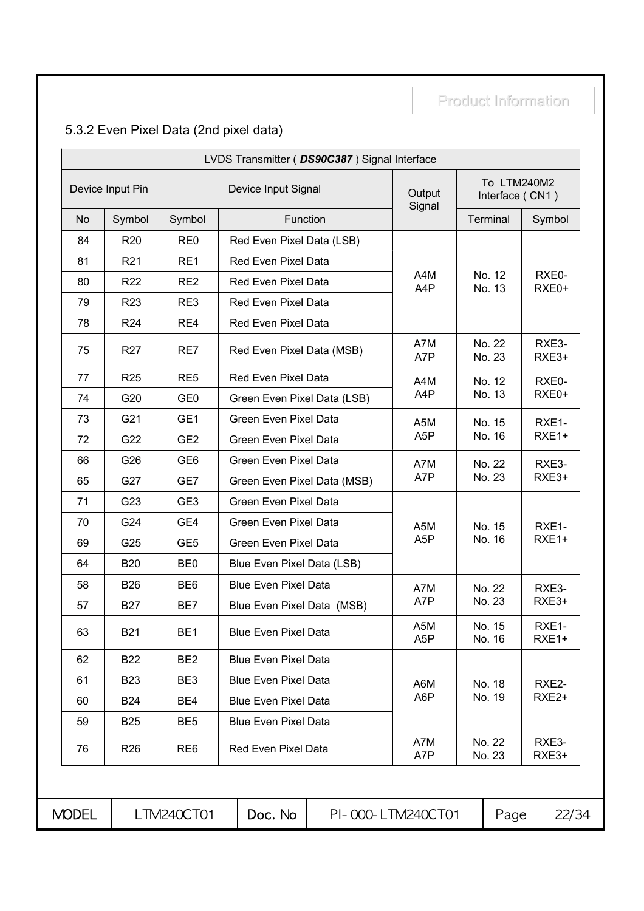### 5.3.2 Even Pixel Data (2nd pixel data)

| LVDS Transmitter ( ***DS90C387*** ) Signal Interface | | | | | | |
|---|---|---|---|---|---|---|
| Device Input Pin | | Device Input Signal | | Output Signal | To LTM240M2 Interface ( CN1 ) | |
| No | Symbol | Symbol | Function | | Terminal | Symbol |
| 84 | R20 | RE0 | Red Even Pixel Data (LSB) | A4M A4P | No. 12 No. 13 | RXE0- RXE0+ |
| 81 | R21 | RE1 | Red Even Pixel Data | | | |
| 80 | R22 | RE2 | Red Even Pixel Data | | | |
| 79 | R23 | RE3 | Red Even Pixel Data | | | |
| 78 | R24 | RE4 | Red Even Pixel Data | | | |
| 75 | R27 | RE7 | Red Even Pixel Data (MSB) | A7M A7P | No. 22 No. 23 | RXE3- RXE3+ |
| 77 | R25 | RE5 | Red Even Pixel Data | A4M A4P | No. 12 No. 13 | RXE0- RXE0+ |
| 74 | G20 | GE0 | Green Even Pixel Data (LSB) | | | |
| 73 | G21 | GE1 | Green Even Pixel Data | A5M A5P | No. 15 No. 16 | RXE1- RXE1+ |
| 72 | G22 | GE2 | Green Even Pixel Data | | | |
| 66 | G26 | GE6 | Green Even Pixel Data | A7M A7P | No. 22 No. 23 | RXE3- RXE3+ |
| 65 | G27 | GE7 | Green Even Pixel Data (MSB) | | | |
| 71 | G23 | GE3 | Green Even Pixel Data | A5M A5P | No. 15 No. 16 | RXE1- RXE1+ |
| 70 | G24 | GE4 | Green Even Pixel Data | | | |
| 69 | G25 | GE5 | Green Even Pixel Data | | | |
| 64 | B20 | BE0 | Blue Even Pixel Data (LSB) | | | |
| 58 | B26 | BE6 | Blue Even Pixel Data | A7M A7P | No. 22 No. 23 | RXE3- RXE3+ |
| 57 | B27 | BE7 | Blue Even Pixel Data (MSB) | | | |
| 63 | B21 | BE1 | Blue Even Pixel Data | A5M A5P | No. 15 No. 16 | RXE1- RXE1+ |
| 62 | B22 | BE2 | Blue Even Pixel Data | A6M A6P | No. 18 No. 19 | RXE2- RXE2+ |
| 61 | B23 | BE3 | Blue Even Pixel Data | | | |
| 60 | B24 | BE4 | Blue Even Pixel Data | | | |
| 59 | B25 | BE5 | Blue Even Pixel Data | | | |
| 76 | R26 | RE6 | Red Even Pixel Data | A7M A7P | No. 22 No. 23 | RXE3- RXE3+ |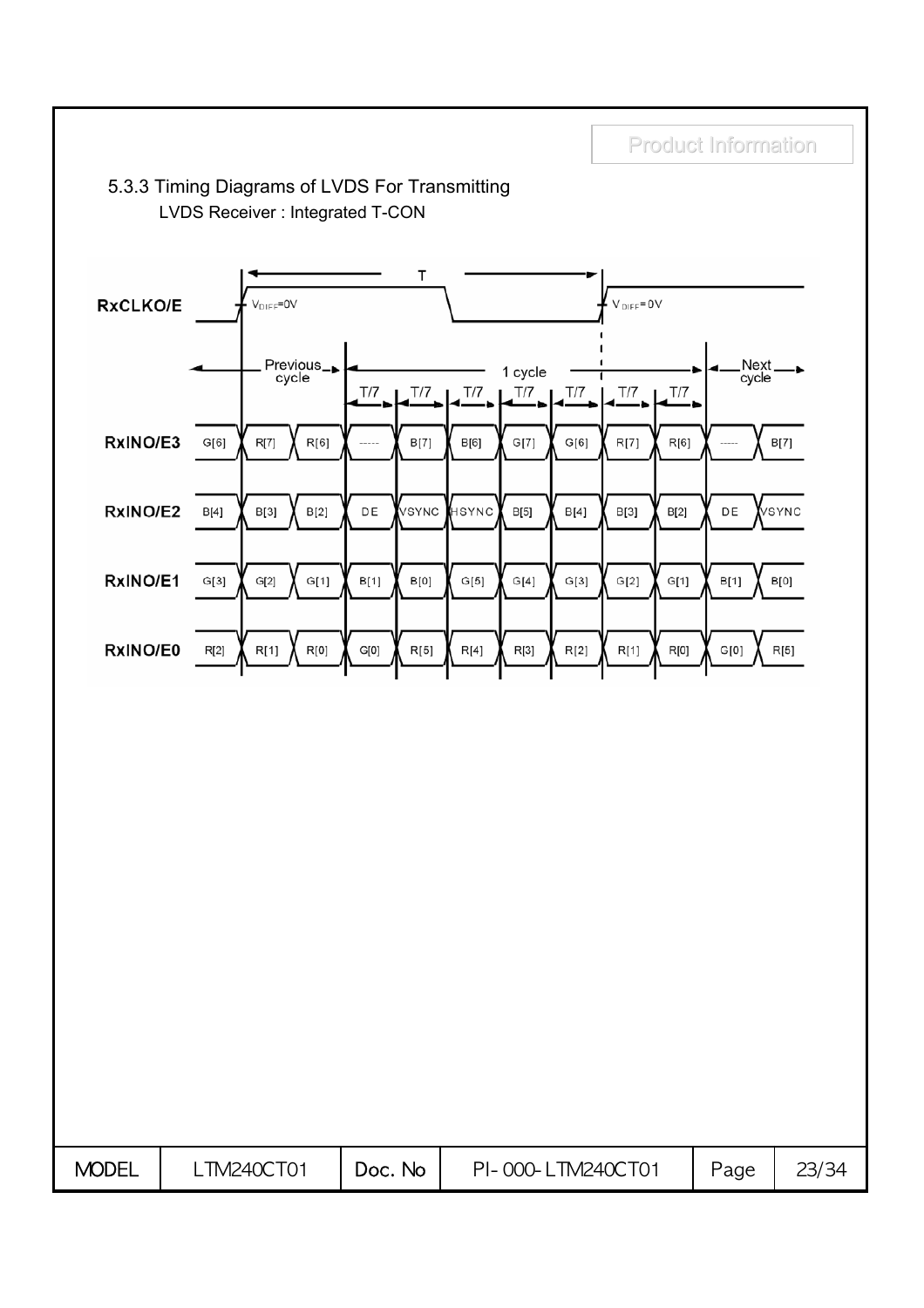### 5.3.3 Timing Diagrams of LVDS For Transmitting

LVDS Receiver : Integrated T-CON

| Signal | Previous cycle | | | 1 cycle | | | | | | | Next cycle | |
|---|---|---|---|---|---|---|---|---|---|---|---|---|
| RxINO/E3 | G[6] | R[7] | R[6] | ----- | B[7] | B[6] | G[7] | G[6] | R[7] | R[6] | ----- | B[7] |
| RxINO/E2 | B[4] | B[3] | B[2] | DE | VSYNC | HSYNC | B[5] | B[4] | B[3] | B[2] | DE | VSYNC |
| RxINO/E1 | G[3] | G[2] | G[1] | B[1] | B[0] | G[5] | G[4] | G[3] | G[2] | G[1] | B[1] | B[0] |
| RxINO/E0 | R[2] | R[1] | R[0] | G[0] | R[5] | R[4] | R[3] | R[2] | R[1] | R[0] | G[0] | R[5] |

RxCLKO/E: period T, $V_{DIFF}=0V$; each bit slot = T/7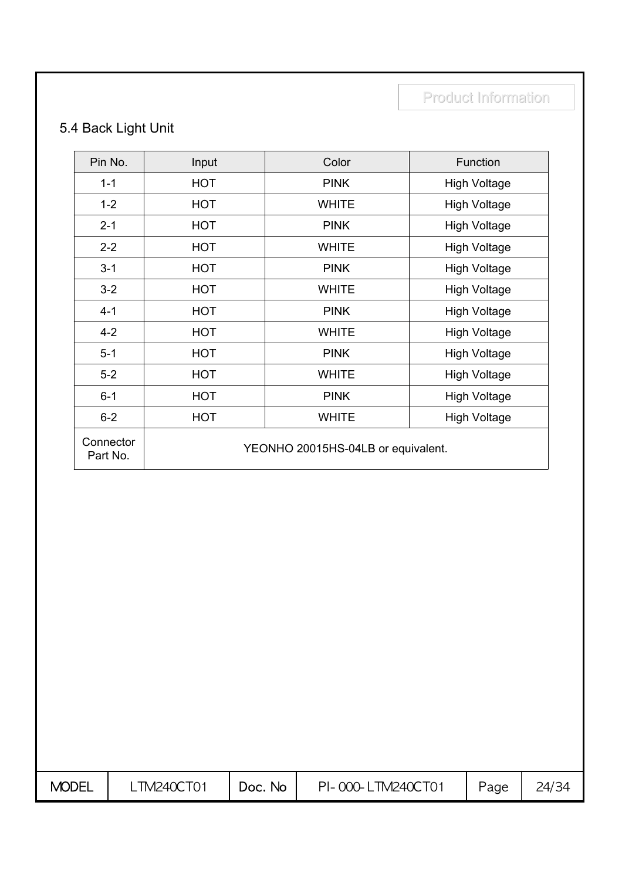## 5.4 Back Light Unit

| Pin No. | Input | Color | Function |
|---|---|---|---|
| 1-1 | HOT | PINK | High Voltage |
| 1-2 | HOT | WHITE | High Voltage |
| 2-1 | HOT | PINK | High Voltage |
| 2-2 | HOT | WHITE | High Voltage |
| 3-1 | HOT | PINK | High Voltage |
| 3-2 | HOT | WHITE | High Voltage |
| 4-1 | HOT | PINK | High Voltage |
| 4-2 | HOT | WHITE | High Voltage |
| 5-1 | HOT | PINK | High Voltage |
| 5-2 | HOT | WHITE | High Voltage |
| 6-1 | HOT | PINK | High Voltage |
| 6-2 | HOT | WHITE | High Voltage |
| Connector Part No. | YEONHO 20015HS-04LB or equivalent. | | |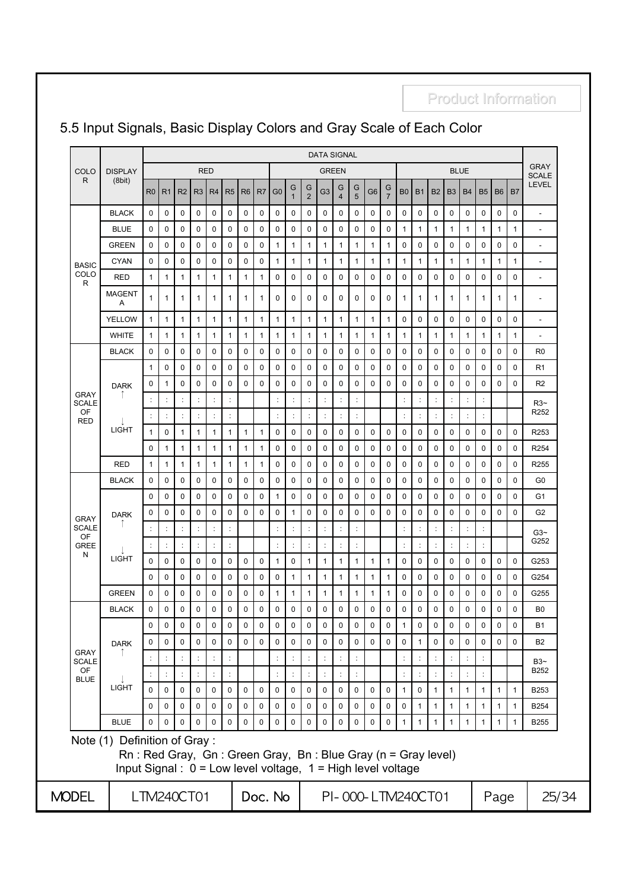## 5.5 Input Signals, Basic Display Colors and Gray Scale of Each Color

| COLOR | DISPLAY (8bit) | DATA SIGNAL | | | | | | | | | | | | | | | | | | | | | | | | GRAY SCALE LEVEL |
|---|---|---|---|---|---|---|---|---|---|---|---|---|---|---|---|---|---|---|---|---|---|---|---|---|---|---|
| | | RED | | | | | | | | GREEN | | | | | | | | BLUE | | | | | | | | |
| | | R0 | R1 | R2 | R3 | R4 | R5 | R6 | R7 | G0 | G1 | G2 | G3 | G4 | G5 | G6 | G7 | B0 | B1 | B2 | B3 | B4 | B5 | B6 | B7 | |
| BASIC COLOR | BLACK | 0 | 0 | 0 | 0 | 0 | 0 | 0 | 0 | 0 | 0 | 0 | 0 | 0 | 0 | 0 | 0 | 0 | 0 | 0 | 0 | 0 | 0 | 0 | 0 | - |
| | BLUE | 0 | 0 | 0 | 0 | 0 | 0 | 0 | 0 | 0 | 0 | 0 | 0 | 0 | 0 | 0 | 0 | 1 | 1 | 1 | 1 | 1 | 1 | 1 | 1 | - |
| | GREEN | 0 | 0 | 0 | 0 | 0 | 0 | 0 | 0 | 1 | 1 | 1 | 1 | 1 | 1 | 1 | 1 | 0 | 0 | 0 | 0 | 0 | 0 | 0 | 0 | - |
| | CYAN | 0 | 0 | 0 | 0 | 0 | 0 | 0 | 0 | 1 | 1 | 1 | 1 | 1 | 1 | 1 | 1 | 1 | 1 | 1 | 1 | 1 | 1 | 1 | 1 | - |
| | RED | 1 | 1 | 1 | 1 | 1 | 1 | 1 | 1 | 0 | 0 | 0 | 0 | 0 | 0 | 0 | 0 | 0 | 0 | 0 | 0 | 0 | 0 | 0 | 0 | - |
| | MAGENTA | 1 | 1 | 1 | 1 | 1 | 1 | 1 | 1 | 0 | 0 | 0 | 0 | 0 | 0 | 0 | 0 | 1 | 1 | 1 | 1 | 1 | 1 | 1 | 1 | - |
| | YELLOW | 1 | 1 | 1 | 1 | 1 | 1 | 1 | 1 | 1 | 1 | 1 | 1 | 1 | 1 | 1 | 1 | 0 | 0 | 0 | 0 | 0 | 0 | 0 | 0 | - |
| | WHITE | 1 | 1 | 1 | 1 | 1 | 1 | 1 | 1 | 1 | 1 | 1 | 1 | 1 | 1 | 1 | 1 | 1 | 1 | 1 | 1 | 1 | 1 | 1 | 1 | - |
| GRAY SCALE OF RED | BLACK | 0 | 0 | 0 | 0 | 0 | 0 | 0 | 0 | 0 | 0 | 0 | 0 | 0 | 0 | 0 | 0 | 0 | 0 | 0 | 0 | 0 | 0 | 0 | 0 | R0 |
| | DARK ↑ | 1 | 0 | 0 | 0 | 0 | 0 | 0 | 0 | 0 | 0 | 0 | 0 | 0 | 0 | 0 | 0 | 0 | 0 | 0 | 0 | 0 | 0 | 0 | 0 | R1 |
| | | 0 | 1 | 0 | 0 | 0 | 0 | 0 | 0 | 0 | 0 | 0 | 0 | 0 | 0 | 0 | 0 | 0 | 0 | 0 | 0 | 0 | 0 | 0 | 0 | R2 |
| | | : | : | : | : | : | : | | | : | : | : | : | : | : | | | : | : | : | : | : | : | | | R3~ R252 |
| | | : | : | : | : | : | : | | | : | : | : | : | : | : | | | : | : | : | : | : | : | | | |
| | ↓ LIGHT | 1 | 0 | 1 | 1 | 1 | 1 | 1 | 1 | 0 | 0 | 0 | 0 | 0 | 0 | 0 | 0 | 0 | 0 | 0 | 0 | 0 | 0 | 0 | 0 | R253 |
| | | 0 | 1 | 1 | 1 | 1 | 1 | 1 | 1 | 0 | 0 | 0 | 0 | 0 | 0 | 0 | 0 | 0 | 0 | 0 | 0 | 0 | 0 | 0 | 0 | R254 |
| | RED | 1 | 1 | 1 | 1 | 1 | 1 | 1 | 1 | 0 | 0 | 0 | 0 | 0 | 0 | 0 | 0 | 0 | 0 | 0 | 0 | 0 | 0 | 0 | 0 | R255 |
| GRAY SCALE OF GREEN | BLACK | 0 | 0 | 0 | 0 | 0 | 0 | 0 | 0 | 0 | 0 | 0 | 0 | 0 | 0 | 0 | 0 | 0 | 0 | 0 | 0 | 0 | 0 | 0 | 0 | G0 |
| | DARK ↑ | 0 | 0 | 0 | 0 | 0 | 0 | 0 | 0 | 1 | 0 | 0 | 0 | 0 | 0 | 0 | 0 | 0 | 0 | 0 | 0 | 0 | 0 | 0 | 0 | G1 |
| | | 0 | 0 | 0 | 0 | 0 | 0 | 0 | 0 | 0 | 1 | 0 | 0 | 0 | 0 | 0 | 0 | 0 | 0 | 0 | 0 | 0 | 0 | 0 | 0 | G2 |
| | | : | : | : | : | : | : | | | : | : | : | : | : | : | | | : | : | : | : | : | : | | | G3~ G252 |
| | | : | : | : | : | : | : | | | : | : | : | : | : | : | | | : | : | : | : | : | : | | | |
| | ↓ LIGHT | 0 | 0 | 0 | 0 | 0 | 0 | 0 | 0 | 1 | 0 | 1 | 1 | 1 | 1 | 1 | 1 | 0 | 0 | 0 | 0 | 0 | 0 | 0 | 0 | G253 |
| | | 0 | 0 | 0 | 0 | 0 | 0 | 0 | 0 | 0 | 1 | 1 | 1 | 1 | 1 | 1 | 1 | 0 | 0 | 0 | 0 | 0 | 0 | 0 | 0 | G254 |
| | GREEN | 0 | 0 | 0 | 0 | 0 | 0 | 0 | 0 | 1 | 1 | 1 | 1 | 1 | 1 | 1 | 1 | 0 | 0 | 0 | 0 | 0 | 0 | 0 | 0 | G255 |
| GRAY SCALE OF BLUE | BLACK | 0 | 0 | 0 | 0 | 0 | 0 | 0 | 0 | 0 | 0 | 0 | 0 | 0 | 0 | 0 | 0 | 0 | 0 | 0 | 0 | 0 | 0 | 0 | 0 | B0 |
| | DARK ↑ | 0 | 0 | 0 | 0 | 0 | 0 | 0 | 0 | 0 | 0 | 0 | 0 | 0 | 0 | 0 | 0 | 1 | 0 | 0 | 0 | 0 | 0 | 0 | 0 | B1 |
| | | 0 | 0 | 0 | 0 | 0 | 0 | 0 | 0 | 0 | 0 | 0 | 0 | 0 | 0 | 0 | 0 | 0 | 1 | 0 | 0 | 0 | 0 | 0 | 0 | B2 |
| | | : | : | : | : | : | : | | | : | : | : | : | : | : | | | : | : | : | : | : | : | | | B3~ B252 |
| | | : | : | : | : | : | : | | | : | : | : | : | : | : | | | : | : | : | : | : | : | | | |
| | ↓ LIGHT | 0 | 0 | 0 | 0 | 0 | 0 | 0 | 0 | 0 | 0 | 0 | 0 | 0 | 0 | 0 | 0 | 1 | 0 | 1 | 1 | 1 | 1 | 1 | 1 | B253 |
| | | 0 | 0 | 0 | 0 | 0 | 0 | 0 | 0 | 0 | 0 | 0 | 0 | 0 | 0 | 0 | 0 | 0 | 1 | 1 | 1 | 1 | 1 | 1 | 1 | B254 |
| | BLUE | 0 | 0 | 0 | 0 | 0 | 0 | 0 | 0 | 0 | 0 | 0 | 0 | 0 | 0 | 0 | 0 | 1 | 1 | 1 | 1 | 1 | 1 | 1 | 1 | B255 |

Note (1) Definition of Gray :

Rn : Red Gray, Gn : Green Gray, Bn : Blue Gray (n = Gray level)

Input Signal : 0 = Low level voltage, 1 = High level voltage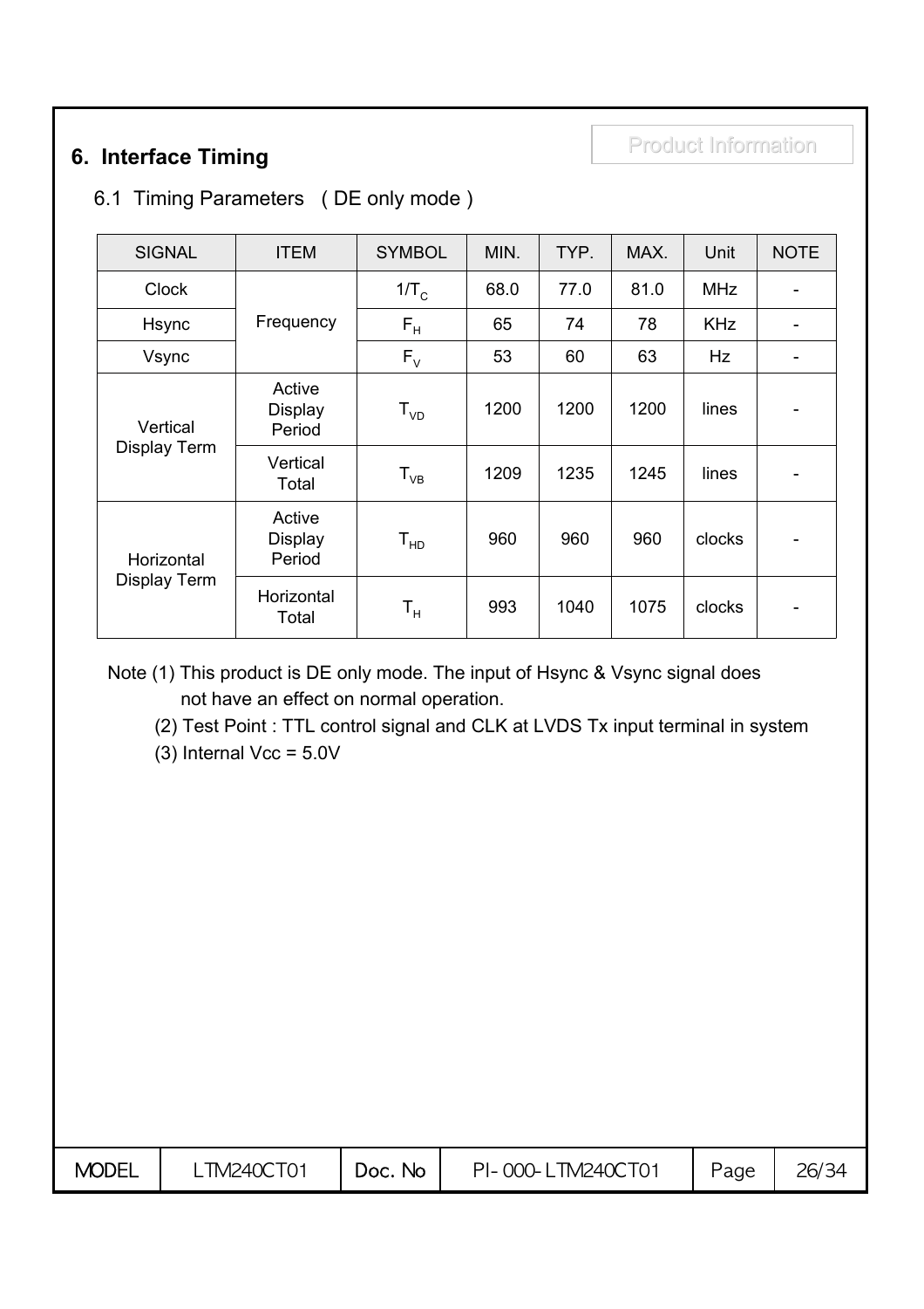## 6. Interface Timing

### 6.1 Timing Parameters ( DE only mode )

| SIGNAL | ITEM | SYMBOL | MIN. | TYP. | MAX. | Unit | NOTE |
|---|---|---|---|---|---|---|---|
| Clock | Frequency | $1/T_C$ | 68.0 | 77.0 | 81.0 | MHz | - |
| Hsync | | $F_H$ | 65 | 74 | 78 | KHz | - |
| Vsync | | $F_V$ | 53 | 60 | 63 | Hz | - |
| Vertical Display Term | Active Display Period | $T_{VD}$ | 1200 | 1200 | 1200 | lines | - |
| | Vertical Total | $T_{VB}$ | 1209 | 1235 | 1245 | lines | - |
| Horizontal Display Term | Active Display Period | $T_{HD}$ | 960 | 960 | 960 | clocks | - |
| | Horizontal Total | $T_H$ | 993 | 1040 | 1075 | clocks | - |

Note (1) This product is DE only mode. The input of Hsync & Vsync signal does not have an effect on normal operation.

(2) Test Point : TTL control signal and CLK at LVDS Tx input terminal in system

(3) Internal Vcc = 5.0V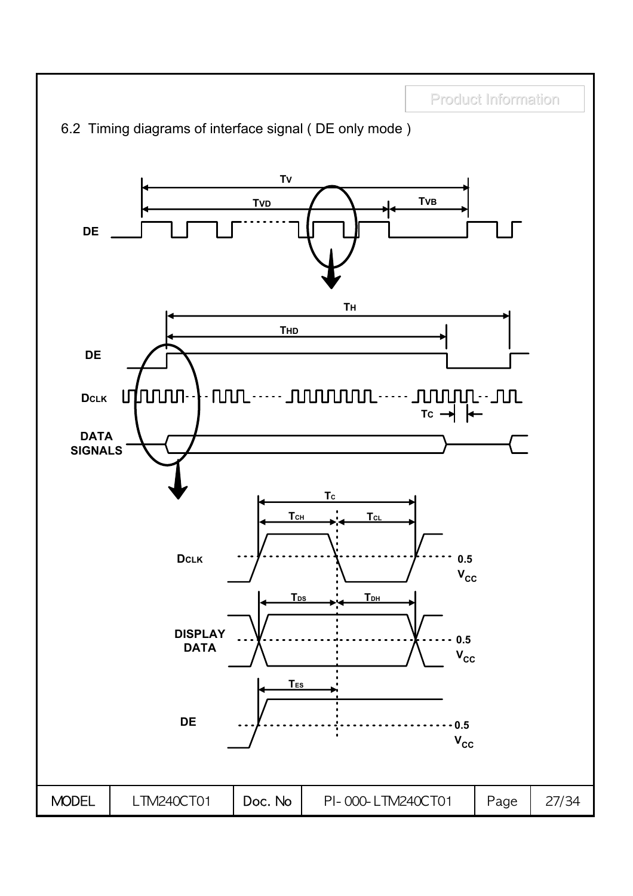## 6.2 Timing diagrams of interface signal ( DE only mode )

DE

$T_V$

$T_{VD}$

$T_{VB}$

DE

DCLK

DATA SIGNALS

$T_H$

$T_{HD}$

$T_C$

DCLK

DISPLAY DATA

DE

$T_C$

$T_{CH}$

$T_{CL}$

$T_{DS}$

$T_{DH}$

$T_{ES}$

0.5 $V_{CC}$

0.5 $V_{CC}$

0.5 $V_{CC}$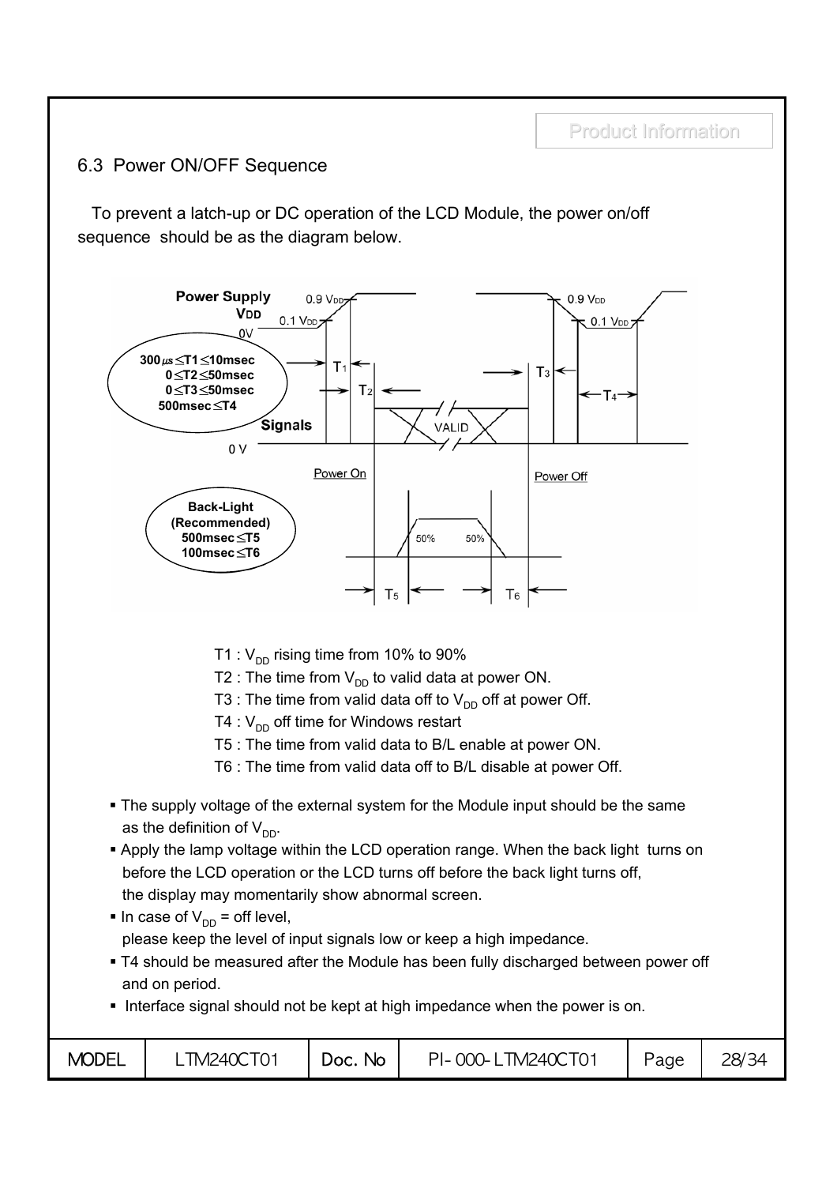## 6.3 Power ON/OFF Sequence

To prevent a latch-up or DC operation of the LCD Module, the power on/off sequence should be as the diagram below.

**Power Supply $V_{DD}$**

**$300\mu s \leq T1 \leq 10msec$**
**$0 \leq T2 \leq 50msec$**
**$0 \leq T3 \leq 50msec$**
**$500msec \leq T4$**

**Back-Light (Recommended)**
**$500msec \leq T5$**
**$100msec \leq T6$**

T1 : $V_{DD}$ rising time from 10% to 90%

T2 : The time from $V_{DD}$ to valid data at power ON.

T3 : The time from valid data off to $V_{DD}$ off at power Off.

T4 : $V_{DD}$ off time for Windows restart

T5 : The time from valid data to B/L enable at power ON.

T6 : The time from valid data off to B/L disable at power Off.

- The supply voltage of the external system for the Module input should be the same as the definition of $V_{DD}$.
- Apply the lamp voltage within the LCD operation range. When the back light turns on before the LCD operation or the LCD turns off before the back light turns off, the display may momentarily show abnormal screen.
- In case of $V_{DD}$ = off level, please keep the level of input signals low or keep a high impedance.
- T4 should be measured after the Module has been fully discharged between power off and on period.
- Interface signal should not be kept at high impedance when the power is on.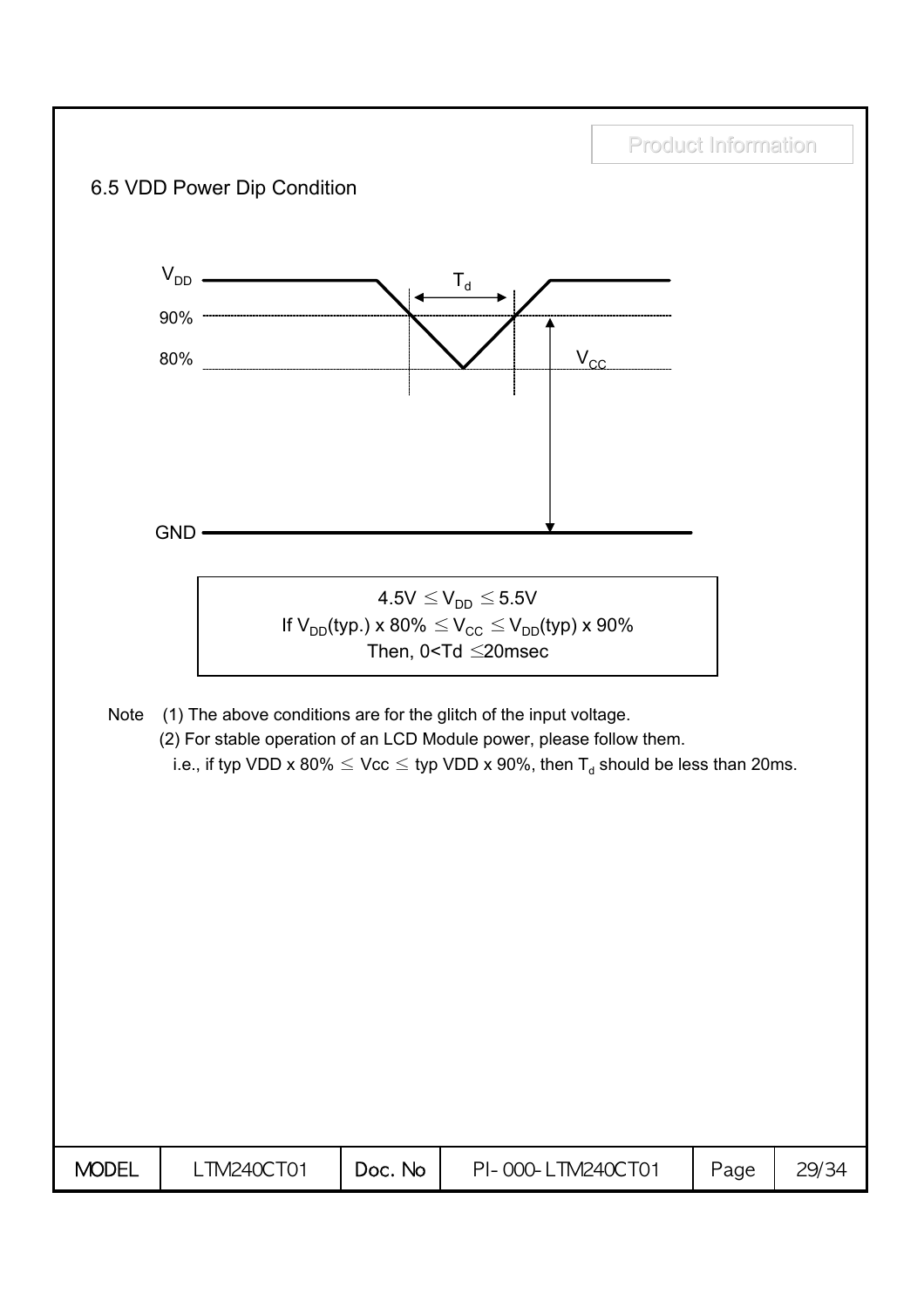## 6.5 VDD Power Dip Condition

$4.5V \leq V_{DD} \leq 5.5V$

If $V_{DD}$(typ.) x 80% $\leq V_{CC} \leq V_{DD}$(typ) x 90%

Then, $0 < T_d \leq 20$msec

Note (1) The above conditions are for the glitch of the input voltage.

(2) For stable operation of an LCD Module power, please follow them.

i.e., if typ VDD x 80% $\leq$ Vcc $\leq$ typ VDD x 90%, then $T_d$ should be less than 20ms.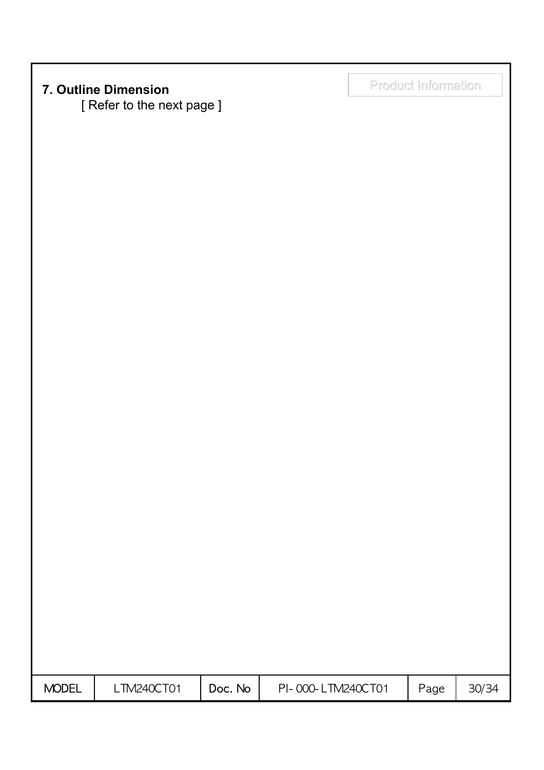## 7. Outline Dimension

[ Refer to the next page ]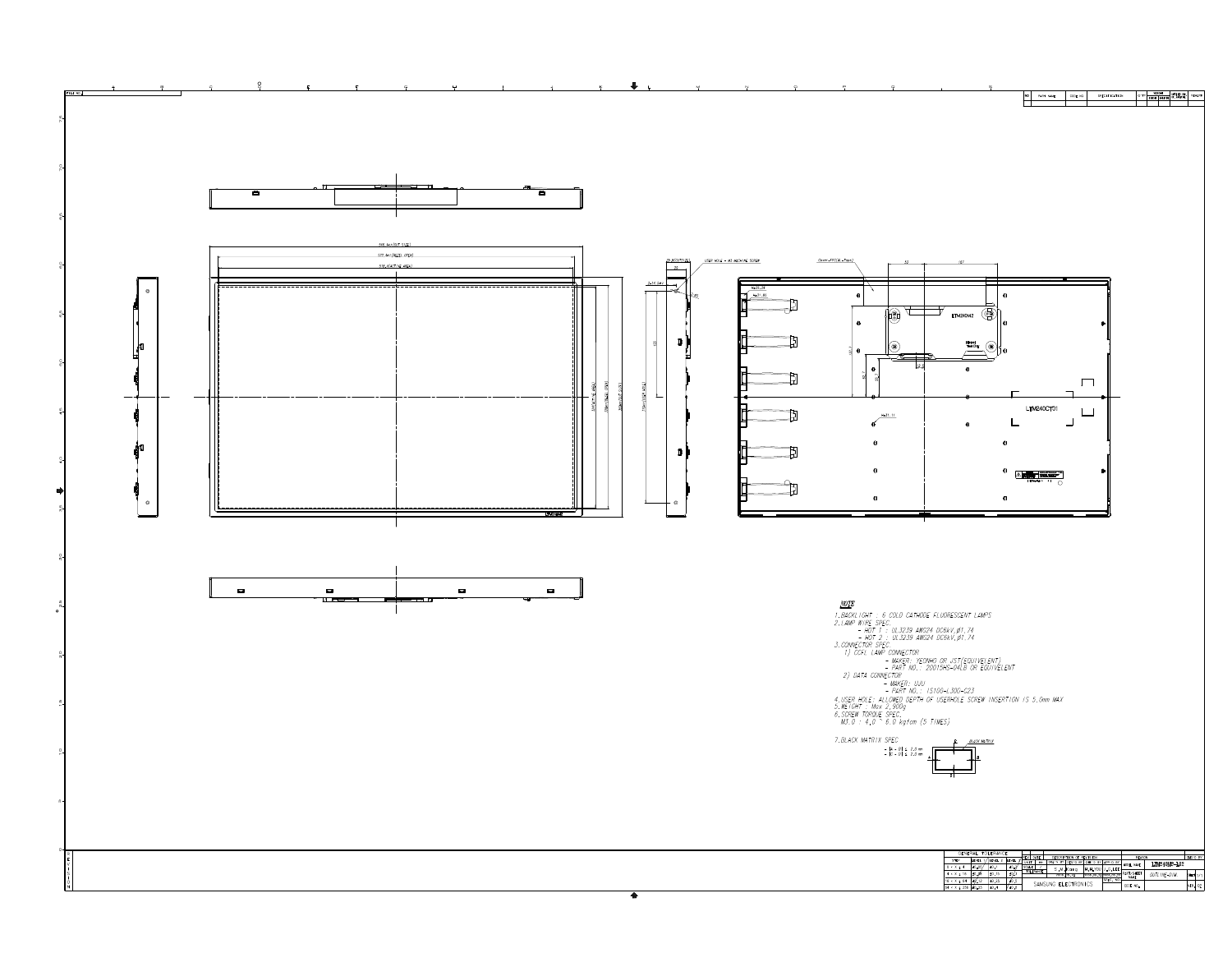**NOTE**

1. BACKLIGHT : 6 COLD CATHODE FLUORESCENT LAMPS
2. LAMP WIRE SPEC.
   - HOT 1 : UL3239 AWG24 DC6kV,ø1.74
   - HOT 2 : UL3239 AWG24 DC6kV,ø1.74
3. CONNECTOR SPEC.
   1) CCFL LAMP CONNECTOR
      - MAKER: YEONHO OR JST(EQUIVELENT)
      - PART NO.: 20015HS-04LB OR EQUIVELENT
   2) DATA CONNECTOR
      - MAKER: UJU
      - PART NO.: IS100-L300-C23
4. USER HOLE: ALLOWED DEPTH OF USERHOLE SCREW INSERTION IS 5.0mm MAX
5. WEIGHT : Max 2,900g
6. SCREW TORQUE SPEC.
   M3.0 : 4.0 ~ 6.0 kgfcm (5 TIMES)
7. BLACK MATRIX SPEC

SAMSUNG ELECTRONICS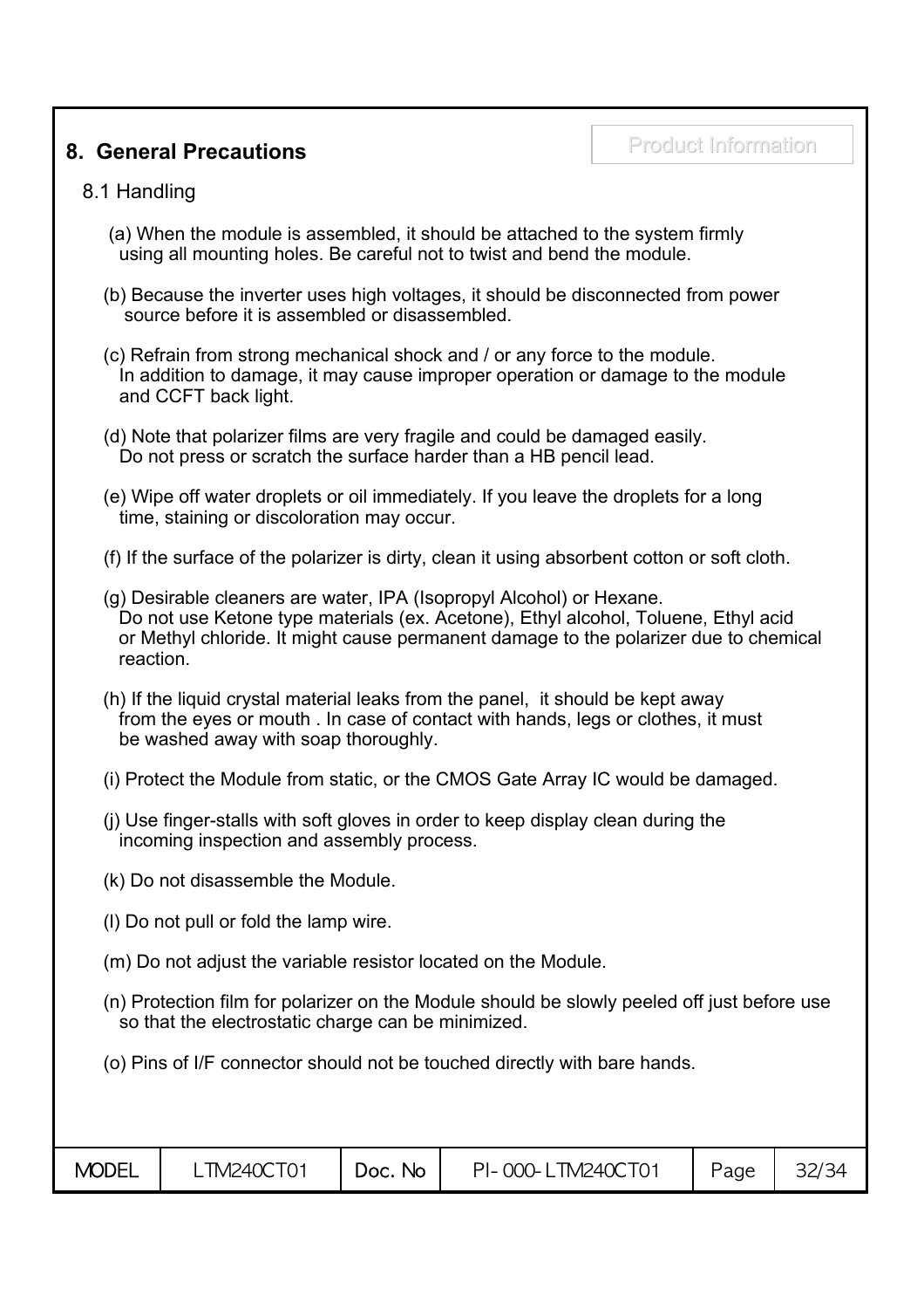## 8. General Precautions

### 8.1 Handling

(a) When the module is assembled, it should be attached to the system firmly using all mounting holes. Be careful not to twist and bend the module.

(b) Because the inverter uses high voltages, it should be disconnected from power source before it is assembled or disassembled.

(c) Refrain from strong mechanical shock and / or any force to the module. In addition to damage, it may cause improper operation or damage to the module and CCFT back light.

(d) Note that polarizer films are very fragile and could be damaged easily. Do not press or scratch the surface harder than a HB pencil lead.

(e) Wipe off water droplets or oil immediately. If you leave the droplets for a long time, staining or discoloration may occur.

(f) If the surface of the polarizer is dirty, clean it using absorbent cotton or soft cloth.

(g) Desirable cleaners are water, IPA (Isopropyl Alcohol) or Hexane. Do not use Ketone type materials (ex. Acetone), Ethyl alcohol, Toluene, Ethyl acid or Methyl chloride. It might cause permanent damage to the polarizer due to chemical reaction.

(h) If the liquid crystal material leaks from the panel, it should be kept away from the eyes or mouth . In case of contact with hands, legs or clothes, it must be washed away with soap thoroughly.

(i) Protect the Module from static, or the CMOS Gate Array IC would be damaged.

(j) Use finger-stalls with soft gloves in order to keep display clean during the incoming inspection and assembly process.

(k) Do not disassemble the Module.

(l) Do not pull or fold the lamp wire.

(m) Do not adjust the variable resistor located on the Module.

(n) Protection film for polarizer on the Module should be slowly peeled off just before use so that the electrostatic charge can be minimized.

(o) Pins of I/F connector should not be touched directly with bare hands.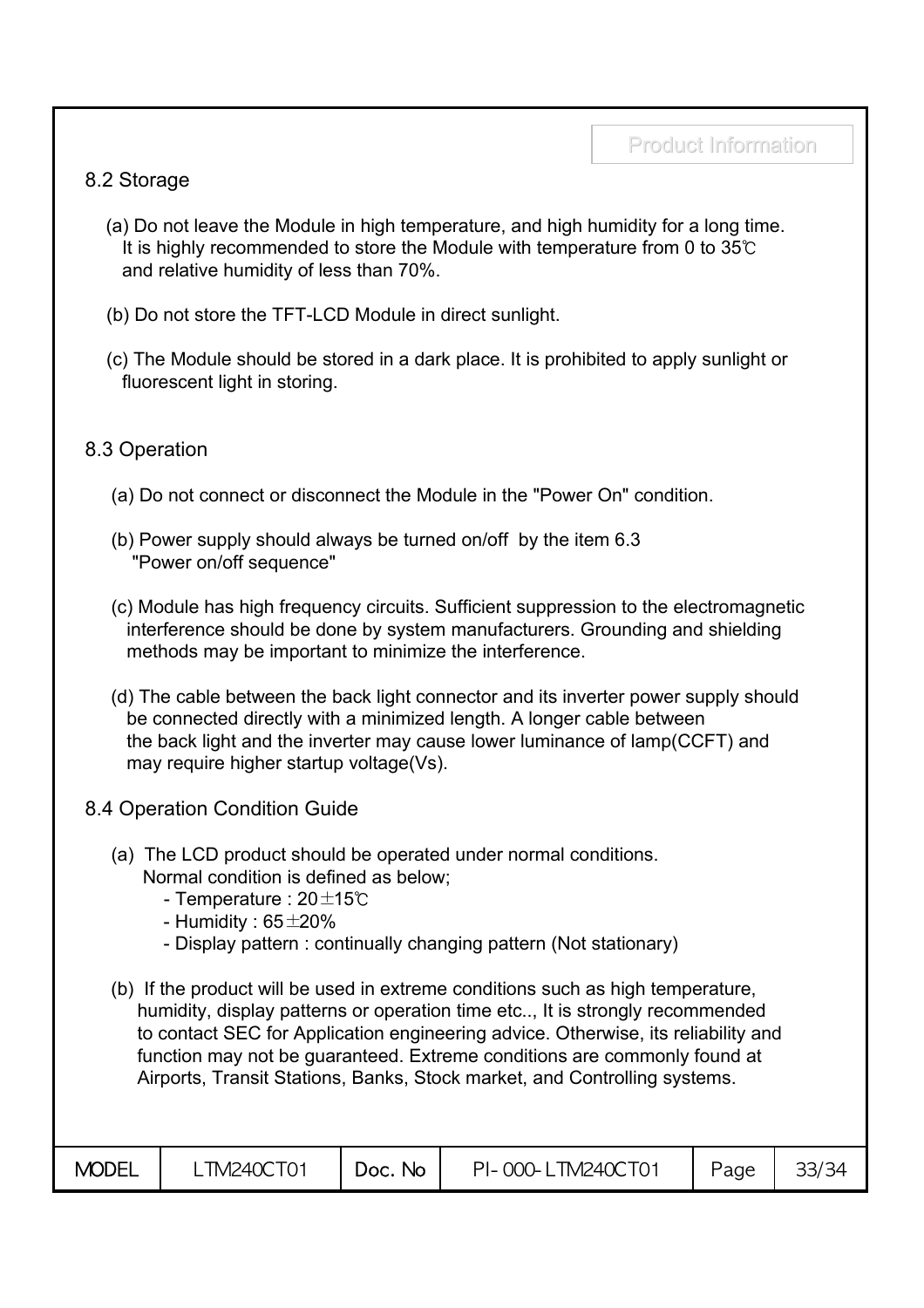## 8.2 Storage

(a) Do not leave the Module in high temperature, and high humidity for a long time. It is highly recommended to store the Module with temperature from 0 to 35℃ and relative humidity of less than 70%.

(b) Do not store the TFT-LCD Module in direct sunlight.

(c) The Module should be stored in a dark place. It is prohibited to apply sunlight or fluorescent light in storing.

## 8.3 Operation

(a) Do not connect or disconnect the Module in the "Power On" condition.

(b) Power supply should always be turned on/off by the item 6.3 "Power on/off sequence"

(c) Module has high frequency circuits. Sufficient suppression to the electromagnetic interference should be done by system manufacturers. Grounding and shielding methods may be important to minimize the interference.

(d) The cable between the back light connector and its inverter power supply should be connected directly with a minimized length. A longer cable between the back light and the inverter may cause lower luminance of lamp(CCFT) and may require higher startup voltage(Vs).

## 8.4 Operation Condition Guide

(a) The LCD product should be operated under normal conditions. Normal condition is defined as below;

- Temperature : 20±15℃
- Humidity : 65±20%
- Display pattern : continually changing pattern (Not stationary)

(b) If the product will be used in extreme conditions such as high temperature, humidity, display patterns or operation time etc.., It is strongly recommended to contact SEC for Application engineering advice. Otherwise, its reliability and function may not be guaranteed. Extreme conditions are commonly found at Airports, Transit Stations, Banks, Stock market, and Controlling systems.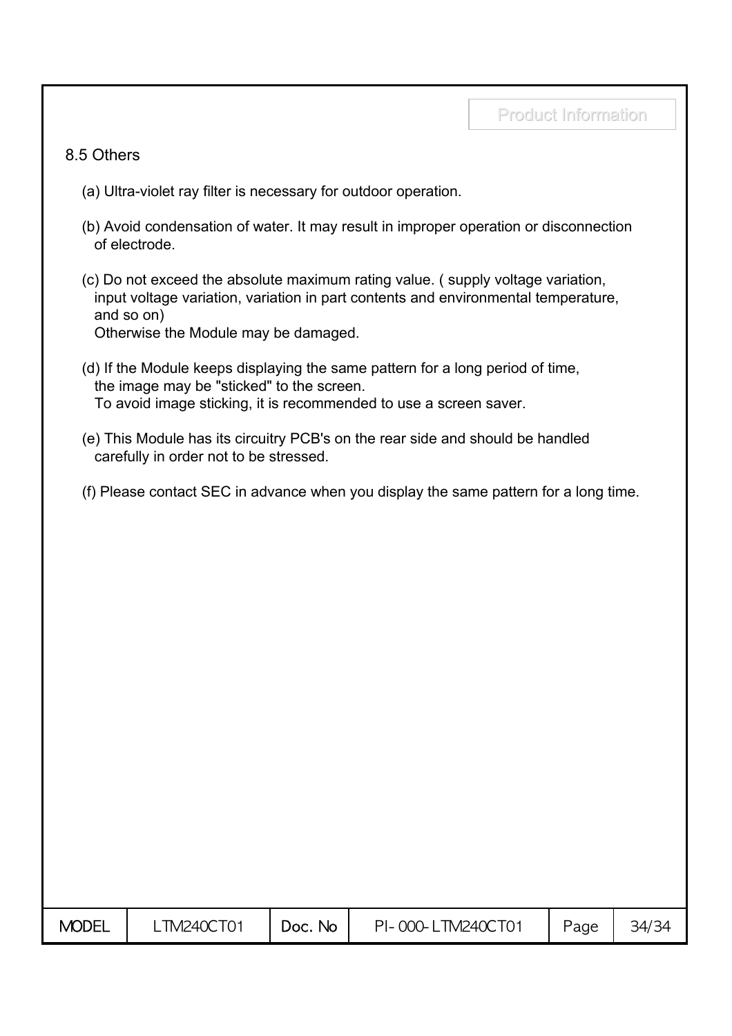### 8.5 Others

(a) Ultra-violet ray filter is necessary for outdoor operation.

(b) Avoid condensation of water. It may result in improper operation or disconnection of electrode.

(c) Do not exceed the absolute maximum rating value. ( supply voltage variation, input voltage variation, variation in part contents and environmental temperature, and so on)
Otherwise the Module may be damaged.

(d) If the Module keeps displaying the same pattern for a long period of time, the image may be "sticked" to the screen.
To avoid image sticking, it is recommended to use a screen saver.

(e) This Module has its circuitry PCB's on the rear side and should be handled carefully in order not to be stressed.

(f) Please contact SEC in advance when you display the same pattern for a long time.